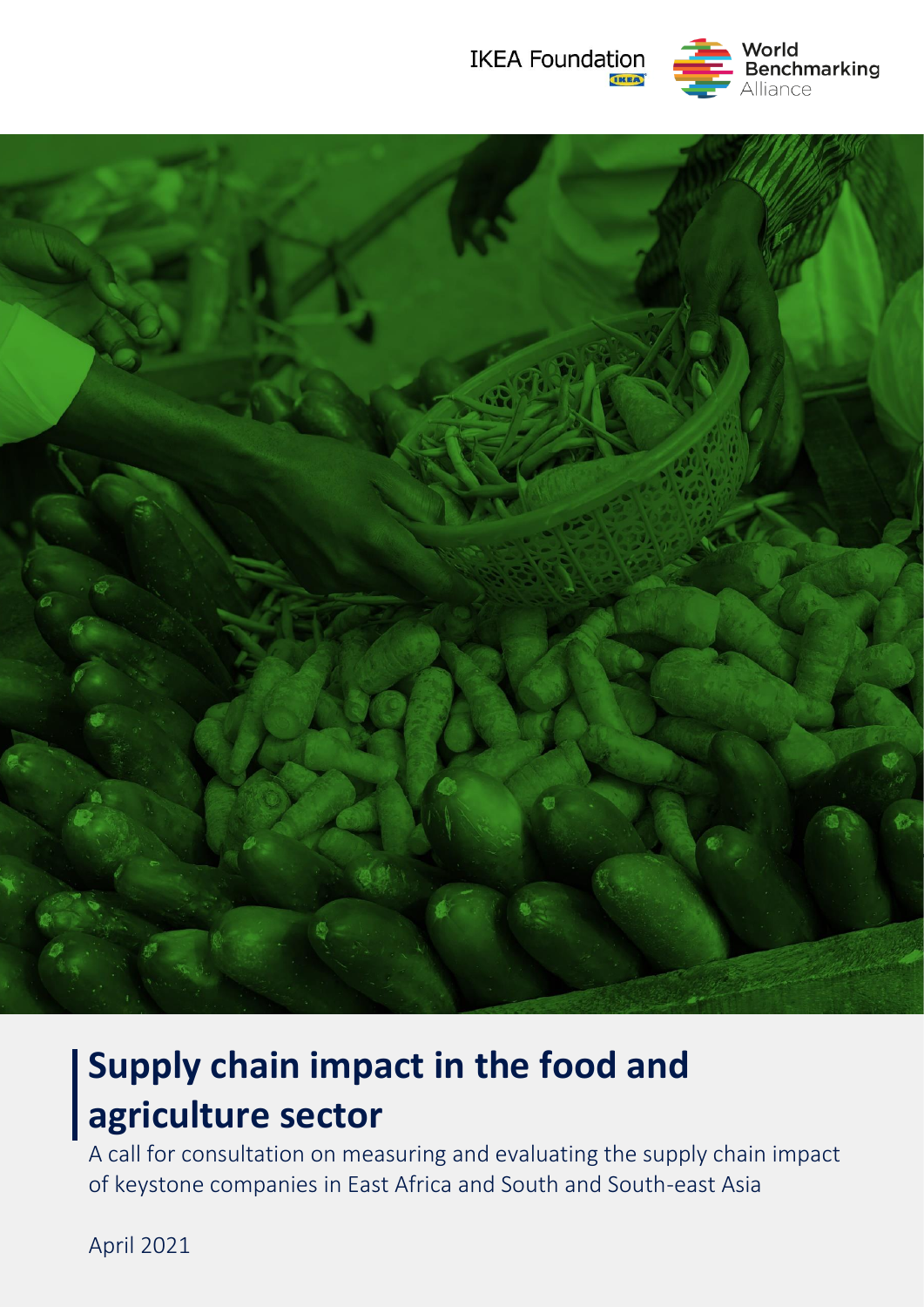IKEA Foundation

World Benchmarking Alliance

# Supply chain impact in the food and agriculture sector

A call for consultation on measuring and evaluating the supply chain impact of keystone companies in East Africa and South and South-east Asia

April 2021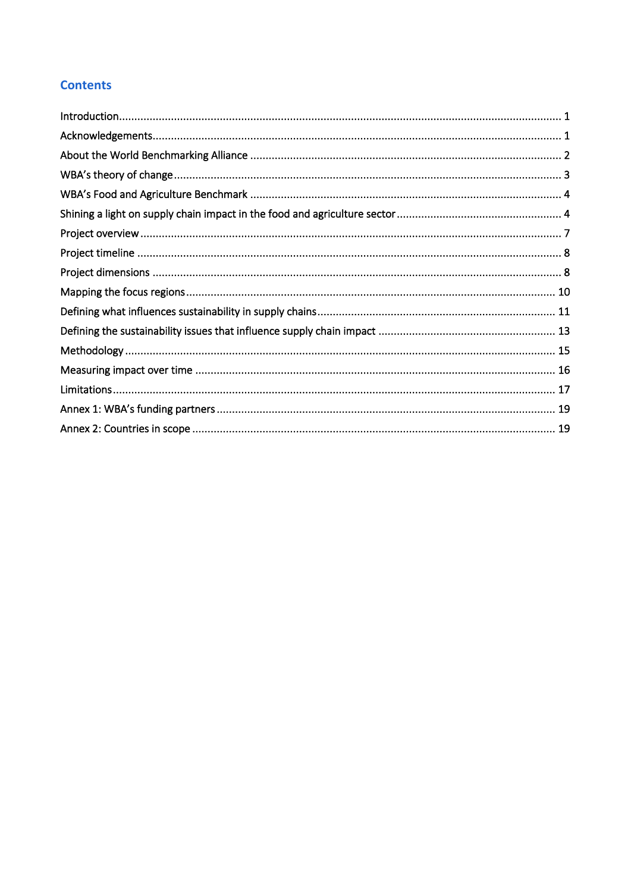## Contents

Introduction ... 1
Acknowledgements ... 1
About the World Benchmarking Alliance ... 2
WBA's theory of change ... 3
WBA's Food and Agriculture Benchmark ... 4
Shining a light on supply chain impact in the food and agriculture sector ... 4
Project overview ... 7
Project timeline ... 8
Project dimensions ... 8
Mapping the focus regions ... 10
Defining what influences sustainability in supply chains ... 11
Defining the sustainability issues that influence supply chain impact ... 13
Methodology ... 15
Measuring impact over time ... 16
Limitations ... 17
Annex 1: WBA's funding partners ... 19
Annex 2: Countries in scope ... 19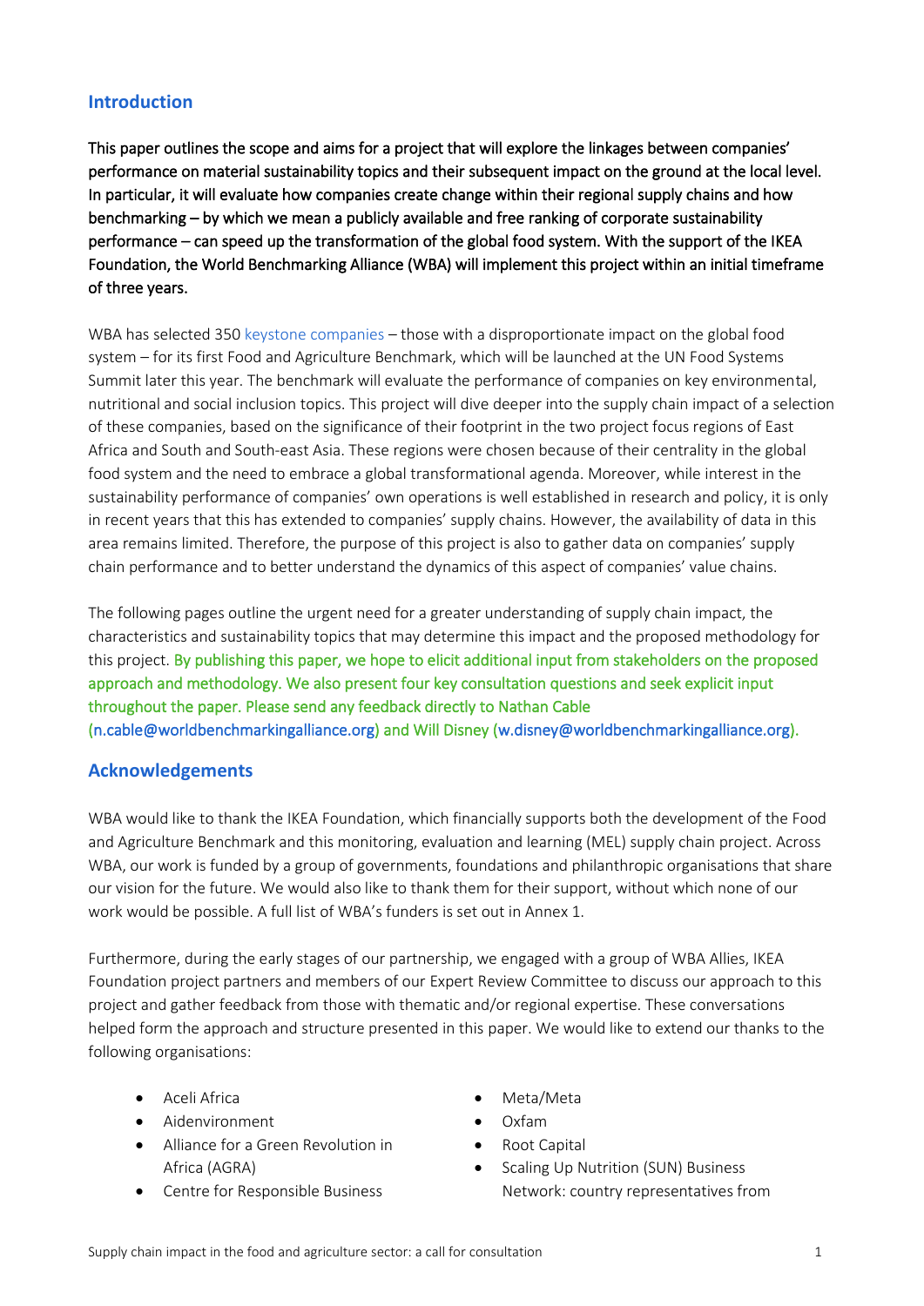## Introduction

**This paper outlines the scope and aims for a project that will explore the linkages between companies' performance on material sustainability topics and their subsequent impact on the ground at the local level. In particular, it will evaluate how companies create change within their regional supply chains and how benchmarking – by which we mean a publicly available and free ranking of corporate sustainability performance – can speed up the transformation of the global food system. With the support of the IKEA Foundation, the World Benchmarking Alliance (WBA) will implement this project within an initial timeframe of three years.**

WBA has selected 350 keystone companies – those with a disproportionate impact on the global food system – for its first Food and Agriculture Benchmark, which will be launched at the UN Food Systems Summit later this year. The benchmark will evaluate the performance of companies on key environmental, nutritional and social inclusion topics. This project will dive deeper into the supply chain impact of a selection of these companies, based on the significance of their footprint in the two project focus regions of East Africa and South and South-east Asia. These regions were chosen because of their centrality in the global food system and the need to embrace a global transformational agenda. Moreover, while interest in the sustainability performance of companies' own operations is well established in research and policy, it is only in recent years that this has extended to companies' supply chains. However, the availability of data in this area remains limited. Therefore, the purpose of this project is also to gather data on companies' supply chain performance and to better understand the dynamics of this aspect of companies' value chains.

The following pages outline the urgent need for a greater understanding of supply chain impact, the characteristics and sustainability topics that may determine this impact and the proposed methodology for this project. By publishing this paper, we hope to elicit additional input from stakeholders on the proposed approach and methodology. We also present four key consultation questions and seek explicit input throughout the paper. Please send any feedback directly to Nathan Cable (n.cable@worldbenchmarkingalliance.org) and Will Disney (w.disney@worldbenchmarkingalliance.org).

## Acknowledgements

WBA would like to thank the IKEA Foundation, which financially supports both the development of the Food and Agriculture Benchmark and this monitoring, evaluation and learning (MEL) supply chain project. Across WBA, our work is funded by a group of governments, foundations and philanthropic organisations that share our vision for the future. We would also like to thank them for their support, without which none of our work would be possible. A full list of WBA's funders is set out in Annex 1.

Furthermore, during the early stages of our partnership, we engaged with a group of WBA Allies, IKEA Foundation project partners and members of our Expert Review Committee to discuss our approach to this project and gather feedback from those with thematic and/or regional expertise. These conversations helped form the approach and structure presented in this paper. We would like to extend our thanks to the following organisations:

- Aceli Africa
- Aidenvironment
- Alliance for a Green Revolution in Africa (AGRA)
- Centre for Responsible Business
- Meta/Meta
- Oxfam
- Root Capital
- Scaling Up Nutrition (SUN) Business Network: country representatives from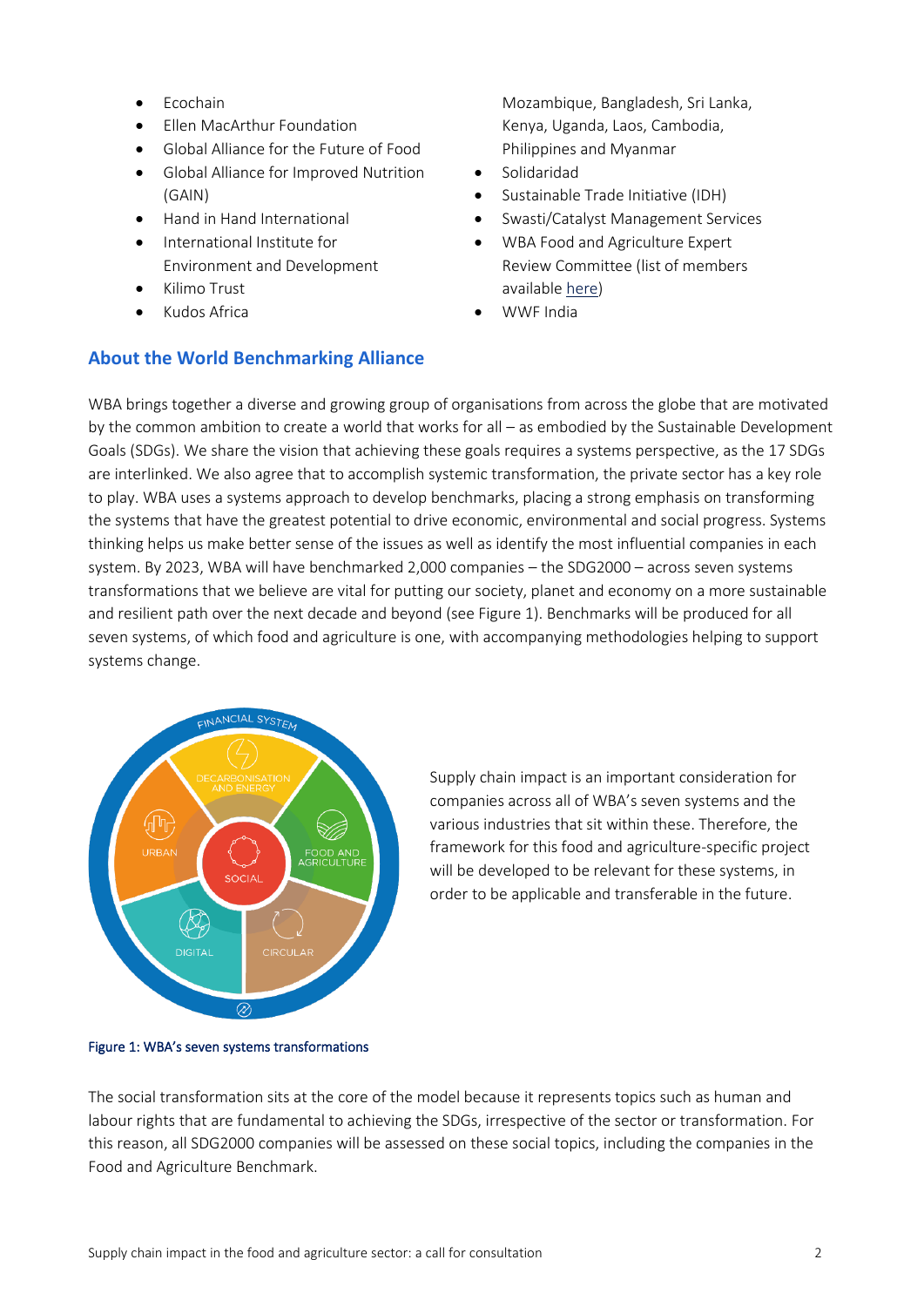- Ecochain
- Ellen MacArthur Foundation
- Global Alliance for the Future of Food
- Global Alliance for Improved Nutrition (GAIN)
- Hand in Hand International
- International Institute for Environment and Development
- Kilimo Trust
- Kudos Africa

Mozambique, Bangladesh, Sri Lanka, Kenya, Uganda, Laos, Cambodia, Philippines and Myanmar

- Solidaridad
- Sustainable Trade Initiative (IDH)
- Swasti/Catalyst Management Services
- WBA Food and Agriculture Expert Review Committee (list of members available here)
- WWF India

## About the World Benchmarking Alliance

WBA brings together a diverse and growing group of organisations from across the globe that are motivated by the common ambition to create a world that works for all – as embodied by the Sustainable Development Goals (SDGs). We share the vision that achieving these goals requires a systems perspective, as the 17 SDGs are interlinked. We also agree that to accomplish systemic transformation, the private sector has a key role to play. WBA uses a systems approach to develop benchmarks, placing a strong emphasis on transforming the systems that have the greatest potential to drive economic, environmental and social progress. Systems thinking helps us make better sense of the issues as well as identify the most influential companies in each system. By 2023, WBA will have benchmarked 2,000 companies – the SDG2000 – across seven systems transformations that we believe are vital for putting our society, planet and economy on a more sustainable and resilient path over the next decade and beyond (see Figure 1). Benchmarks will be produced for all seven systems, of which food and agriculture is one, with accompanying methodologies helping to support systems change.

Figure 1: WBA's seven systems transformations

Supply chain impact is an important consideration for companies across all of WBA's seven systems and the various industries that sit within these. Therefore, the framework for this food and agriculture-specific project will be developed to be relevant for these systems, in order to be applicable and transferable in the future.

The social transformation sits at the core of the model because it represents topics such as human and labour rights that are fundamental to achieving the SDGs, irrespective of the sector or transformation. For this reason, all SDG2000 companies will be assessed on these social topics, including the companies in the Food and Agriculture Benchmark.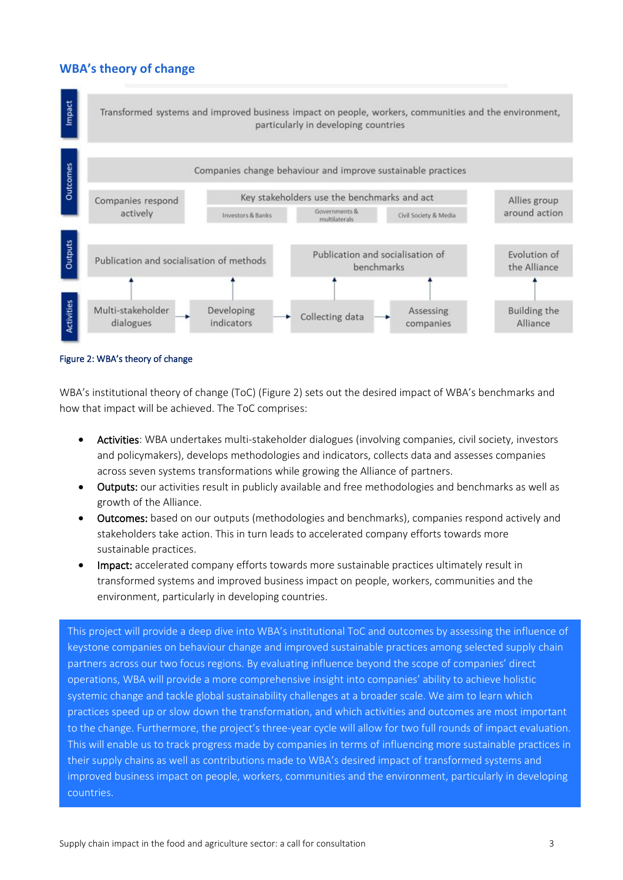## WBA's theory of change

| | |
|---|---|
| Impact | Transformed systems and improved business impact on people, workers, communities and the environment, particularly in developing countries |
| Outcomes | Companies change behaviour and improve sustainable practices |
| | Companies respond actively; Key stakeholders use the benchmarks and act (Investors & Banks; Governments & multilaterals; Civil Society & Media); Allies group around action |
| Outputs | Publication and socialisation of methods; Publication and socialisation of benchmarks; Evolution of the Alliance |
| Activities | Multi-stakeholder dialogues → Developing indicators → Collecting data → Assessing companies; Building the Alliance |

Figure 2: WBA's theory of change

WBA's institutional theory of change (ToC) (Figure 2) sets out the desired impact of WBA's benchmarks and how that impact will be achieved. The ToC comprises:

- **Activities**: WBA undertakes multi-stakeholder dialogues (involving companies, civil society, investors and policymakers), develops methodologies and indicators, collects data and assesses companies across seven systems transformations while growing the Alliance of partners.
- **Outputs:** our activities result in publicly available and free methodologies and benchmarks as well as growth of the Alliance.
- **Outcomes:** based on our outputs (methodologies and benchmarks), companies respond actively and stakeholders take action. This in turn leads to accelerated company efforts towards more sustainable practices.
- **Impact:** accelerated company efforts towards more sustainable practices ultimately result in transformed systems and improved business impact on people, workers, communities and the environment, particularly in developing countries.

This project will provide a deep dive into WBA's institutional ToC and outcomes by assessing the influence of keystone companies on behaviour change and improved sustainable practices among selected supply chain partners across our two focus regions. By evaluating influence beyond the scope of companies' direct operations, WBA will provide a more comprehensive insight into companies' ability to achieve holistic systemic change and tackle global sustainability challenges at a broader scale. We aim to learn which practices speed up or slow down the transformation, and which activities and outcomes are most important to the change. Furthermore, the project's three-year cycle will allow for two full rounds of impact evaluation. This will enable us to track progress made by companies in terms of influencing more sustainable practices in their supply chains as well as contributions made to WBA's desired impact of transformed systems and improved business impact on people, workers, communities and the environment, particularly in developing countries.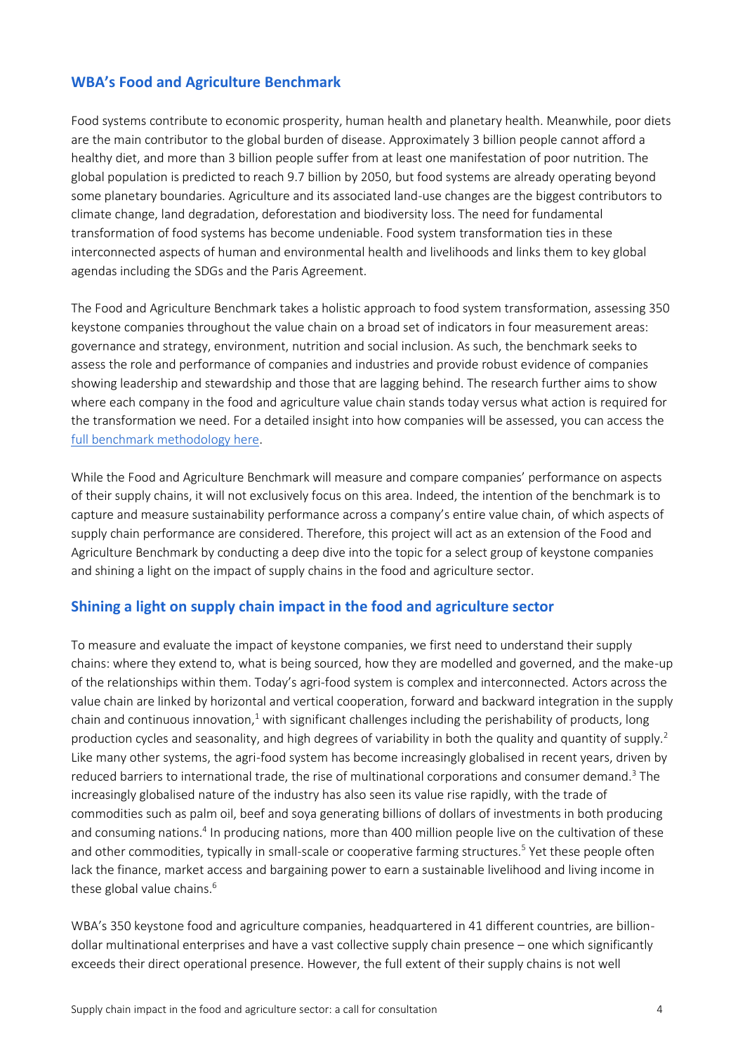## WBA's Food and Agriculture Benchmark

Food systems contribute to economic prosperity, human health and planetary health. Meanwhile, poor diets are the main contributor to the global burden of disease. Approximately 3 billion people cannot afford a healthy diet, and more than 3 billion people suffer from at least one manifestation of poor nutrition. The global population is predicted to reach 9.7 billion by 2050, but food systems are already operating beyond some planetary boundaries. Agriculture and its associated land-use changes are the biggest contributors to climate change, land degradation, deforestation and biodiversity loss. The need for fundamental transformation of food systems has become undeniable. Food system transformation ties in these interconnected aspects of human and environmental health and livelihoods and links them to key global agendas including the SDGs and the Paris Agreement.

The Food and Agriculture Benchmark takes a holistic approach to food system transformation, assessing 350 keystone companies throughout the value chain on a broad set of indicators in four measurement areas: governance and strategy, environment, nutrition and social inclusion. As such, the benchmark seeks to assess the role and performance of companies and industries and provide robust evidence of companies showing leadership and stewardship and those that are lagging behind. The research further aims to show where each company in the food and agriculture value chain stands today versus what action is required for the transformation we need. For a detailed insight into how companies will be assessed, you can access the full benchmark methodology here.

While the Food and Agriculture Benchmark will measure and compare companies' performance on aspects of their supply chains, it will not exclusively focus on this area. Indeed, the intention of the benchmark is to capture and measure sustainability performance across a company's entire value chain, of which aspects of supply chain performance are considered. Therefore, this project will act as an extension of the Food and Agriculture Benchmark by conducting a deep dive into the topic for a select group of keystone companies and shining a light on the impact of supply chains in the food and agriculture sector.

## Shining a light on supply chain impact in the food and agriculture sector

To measure and evaluate the impact of keystone companies, we first need to understand their supply chains: where they extend to, what is being sourced, how they are modelled and governed, and the make-up of the relationships within them. Today's agri-food system is complex and interconnected. Actors across the value chain are linked by horizontal and vertical cooperation, forward and backward integration in the supply chain and continuous innovation,[1] with significant challenges including the perishability of products, long production cycles and seasonality, and high degrees of variability in both the quality and quantity of supply.[2] Like many other systems, the agri-food system has become increasingly globalised in recent years, driven by reduced barriers to international trade, the rise of multinational corporations and consumer demand.[3] The increasingly globalised nature of the industry has also seen its value rise rapidly, with the trade of commodities such as palm oil, beef and soya generating billions of dollars of investments in both producing and consuming nations.[4] In producing nations, more than 400 million people live on the cultivation of these and other commodities, typically in small-scale or cooperative farming structures.[5] Yet these people often lack the finance, market access and bargaining power to earn a sustainable livelihood and living income in these global value chains.[6]

WBA's 350 keystone food and agriculture companies, headquartered in 41 different countries, are billion-dollar multinational enterprises and have a vast collective supply chain presence – one which significantly exceeds their direct operational presence. However, the full extent of their supply chains is not well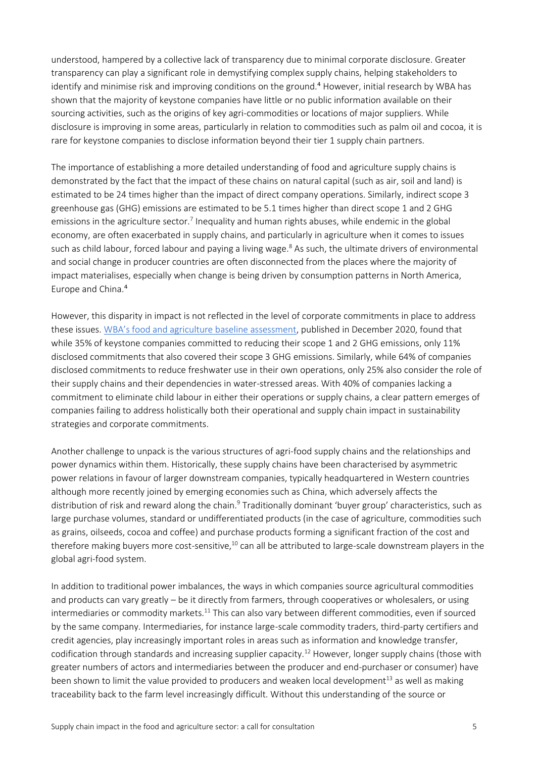understood, hampered by a collective lack of transparency due to minimal corporate disclosure. Greater transparency can play a significant role in demystifying complex supply chains, helping stakeholders to identify and minimise risk and improving conditions on the ground.[4] However, initial research by WBA has shown that the majority of keystone companies have little or no public information available on their sourcing activities, such as the origins of key agri-commodities or locations of major suppliers. While disclosure is improving in some areas, particularly in relation to commodities such as palm oil and cocoa, it is rare for keystone companies to disclose information beyond their tier 1 supply chain partners.

The importance of establishing a more detailed understanding of food and agriculture supply chains is demonstrated by the fact that the impact of these chains on natural capital (such as air, soil and land) is estimated to be 24 times higher than the impact of direct company operations. Similarly, indirect scope 3 greenhouse gas (GHG) emissions are estimated to be 5.1 times higher than direct scope 1 and 2 GHG emissions in the agriculture sector.[7] Inequality and human rights abuses, while endemic in the global economy, are often exacerbated in supply chains, and particularly in agriculture when it comes to issues such as child labour, forced labour and paying a living wage.[8] As such, the ultimate drivers of environmental and social change in producer countries are often disconnected from the places where the majority of impact materialises, especially when change is being driven by consumption patterns in North America, Europe and China.[4]

However, this disparity in impact is not reflected in the level of corporate commitments in place to address these issues. [WBA's food and agriculture baseline assessment](), published in December 2020, found that while 35% of keystone companies committed to reducing their scope 1 and 2 GHG emissions, only 11% disclosed commitments that also covered their scope 3 GHG emissions. Similarly, while 64% of companies disclosed commitments to reduce freshwater use in their own operations, only 25% also consider the role of their supply chains and their dependencies in water-stressed areas. With 40% of companies lacking a commitment to eliminate child labour in either their operations or supply chains, a clear pattern emerges of companies failing to address holistically both their operational and supply chain impact in sustainability strategies and corporate commitments.

Another challenge to unpack is the various structures of agri-food supply chains and the relationships and power dynamics within them. Historically, these supply chains have been characterised by asymmetric power relations in favour of larger downstream companies, typically headquartered in Western countries although more recently joined by emerging economies such as China, which adversely affects the distribution of risk and reward along the chain.[9] Traditionally dominant 'buyer group' characteristics, such as large purchase volumes, standard or undifferentiated products (in the case of agriculture, commodities such as grains, oilseeds, cocoa and coffee) and purchase products forming a significant fraction of the cost and therefore making buyers more cost-sensitive,[10] can all be attributed to large-scale downstream players in the global agri-food system.

In addition to traditional power imbalances, the ways in which companies source agricultural commodities and products can vary greatly – be it directly from farmers, through cooperatives or wholesalers, or using intermediaries or commodity markets.[11] This can also vary between different commodities, even if sourced by the same company. Intermediaries, for instance large-scale commodity traders, third-party certifiers and credit agencies, play increasingly important roles in areas such as information and knowledge transfer, codification through standards and increasing supplier capacity.[12] However, longer supply chains (those with greater numbers of actors and intermediaries between the producer and end-purchaser or consumer) have been shown to limit the value provided to producers and weaken local development[13] as well as making traceability back to the farm level increasingly difficult. Without this understanding of the source or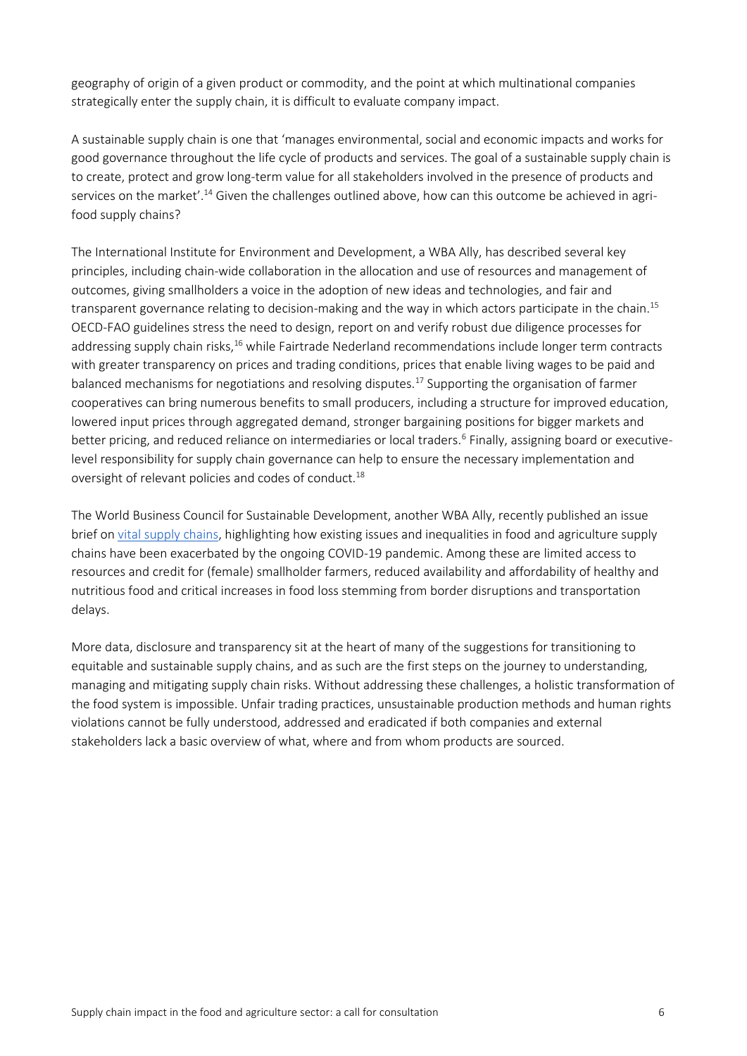geography of origin of a given product or commodity, and the point at which multinational companies strategically enter the supply chain, it is difficult to evaluate company impact.

A sustainable supply chain is one that 'manages environmental, social and economic impacts and works for good governance throughout the life cycle of products and services. The goal of a sustainable supply chain is to create, protect and grow long-term value for all stakeholders involved in the presence of products and services on the market'.[14] Given the challenges outlined above, how can this outcome be achieved in agri-food supply chains?

The International Institute for Environment and Development, a WBA Ally, has described several key principles, including chain-wide collaboration in the allocation and use of resources and management of outcomes, giving smallholders a voice in the adoption of new ideas and technologies, and fair and transparent governance relating to decision-making and the way in which actors participate in the chain.[15] OECD-FAO guidelines stress the need to design, report on and verify robust due diligence processes for addressing supply chain risks,[16] while Fairtrade Nederland recommendations include longer term contracts with greater transparency on prices and trading conditions, prices that enable living wages to be paid and balanced mechanisms for negotiations and resolving disputes.[17] Supporting the organisation of farmer cooperatives can bring numerous benefits to small producers, including a structure for improved education, lowered input prices through aggregated demand, stronger bargaining positions for bigger markets and better pricing, and reduced reliance on intermediaries or local traders.[6] Finally, assigning board or executive-level responsibility for supply chain governance can help to ensure the necessary implementation and oversight of relevant policies and codes of conduct.[18]

The World Business Council for Sustainable Development, another WBA Ally, recently published an issue brief on vital supply chains, highlighting how existing issues and inequalities in food and agriculture supply chains have been exacerbated by the ongoing COVID-19 pandemic. Among these are limited access to resources and credit for (female) smallholder farmers, reduced availability and affordability of healthy and nutritious food and critical increases in food loss stemming from border disruptions and transportation delays.

More data, disclosure and transparency sit at the heart of many of the suggestions for transitioning to equitable and sustainable supply chains, and as such are the first steps on the journey to understanding, managing and mitigating supply chain risks. Without addressing these challenges, a holistic transformation of the food system is impossible. Unfair trading practices, unsustainable production methods and human rights violations cannot be fully understood, addressed and eradicated if both companies and external stakeholders lack a basic overview of what, where and from whom products are sourced.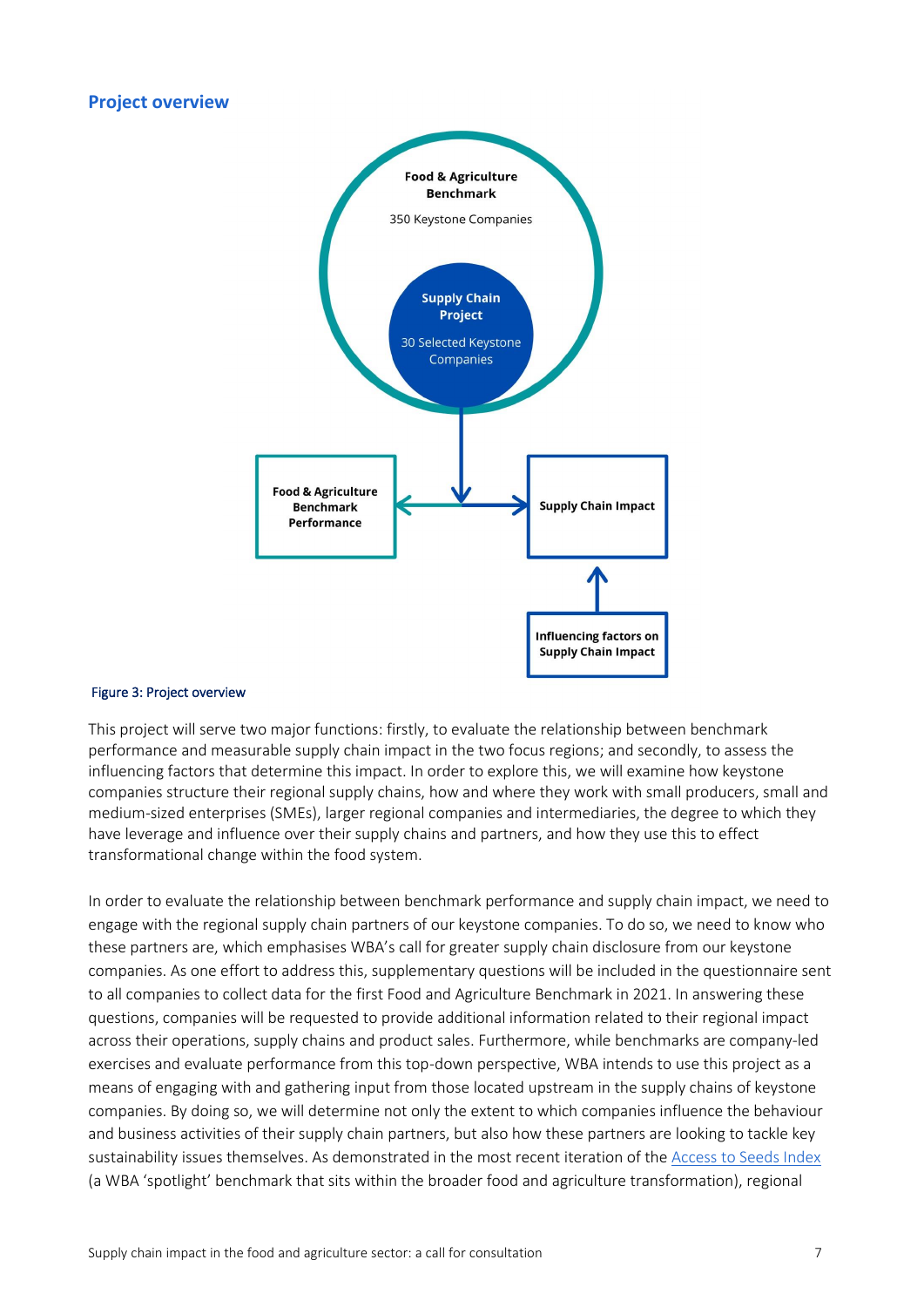## Project overview

Food & Agriculture Benchmark

350 Keystone Companies

Supply Chain Project

30 Selected Keystone Companies

Food & Agriculture Benchmark Performance

Supply Chain Impact

Influencing factors on Supply Chain Impact

Figure 3: Project overview

This project will serve two major functions: firstly, to evaluate the relationship between benchmark performance and measurable supply chain impact in the two focus regions; and secondly, to assess the influencing factors that determine this impact. In order to explore this, we will examine how keystone companies structure their regional supply chains, how and where they work with small producers, small and medium-sized enterprises (SMEs), larger regional companies and intermediaries, the degree to which they have leverage and influence over their supply chains and partners, and how they use this to effect transformational change within the food system.

In order to evaluate the relationship between benchmark performance and supply chain impact, we need to engage with the regional supply chain partners of our keystone companies. To do so, we need to know who these partners are, which emphasises WBA's call for greater supply chain disclosure from our keystone companies. As one effort to address this, supplementary questions will be included in the questionnaire sent to all companies to collect data for the first Food and Agriculture Benchmark in 2021. In answering these questions, companies will be requested to provide additional information related to their regional impact across their operations, supply chains and product sales. Furthermore, while benchmarks are company-led exercises and evaluate performance from this top-down perspective, WBA intends to use this project as a means of engaging with and gathering input from those located upstream in the supply chains of keystone companies. By doing so, we will determine not only the extent to which companies influence the behaviour and business activities of their supply chain partners, but also how these partners are looking to tackle key sustainability issues themselves. As demonstrated in the most recent iteration of the Access to Seeds Index (a WBA 'spotlight' benchmark that sits within the broader food and agriculture transformation), regional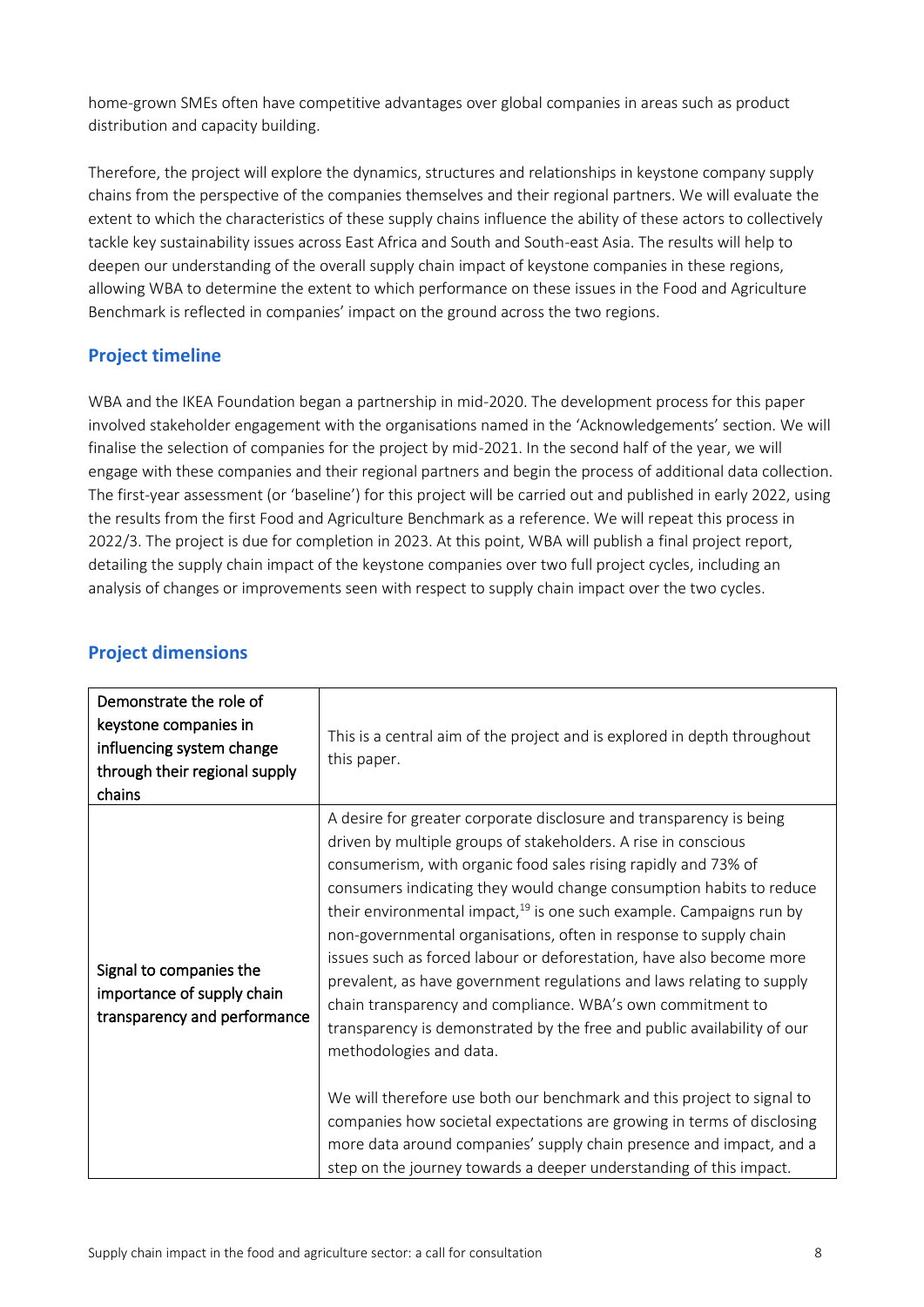home-grown SMEs often have competitive advantages over global companies in areas such as product distribution and capacity building.

Therefore, the project will explore the dynamics, structures and relationships in keystone company supply chains from the perspective of the companies themselves and their regional partners. We will evaluate the extent to which the characteristics of these supply chains influence the ability of these actors to collectively tackle key sustainability issues across East Africa and South and South-east Asia. The results will help to deepen our understanding of the overall supply chain impact of keystone companies in these regions, allowing WBA to determine the extent to which performance on these issues in the Food and Agriculture Benchmark is reflected in companies' impact on the ground across the two regions.

## Project timeline

WBA and the IKEA Foundation began a partnership in mid-2020. The development process for this paper involved stakeholder engagement with the organisations named in the 'Acknowledgements' section. We will finalise the selection of companies for the project by mid-2021. In the second half of the year, we will engage with these companies and their regional partners and begin the process of additional data collection. The first-year assessment (or 'baseline') for this project will be carried out and published in early 2022, using the results from the first Food and Agriculture Benchmark as a reference. We will repeat this process in 2022/3. The project is due for completion in 2023. At this point, WBA will publish a final project report, detailing the supply chain impact of the keystone companies over two full project cycles, including an analysis of changes or improvements seen with respect to supply chain impact over the two cycles.

## Project dimensions

| | |
|---|---|
| Demonstrate the role of keystone companies in influencing system change through their regional supply chains | This is a central aim of the project and is explored in depth throughout this paper. |
| Signal to companies the importance of supply chain transparency and performance | A desire for greater corporate disclosure and transparency is being driven by multiple groups of stakeholders. A rise in conscious consumerism, with organic food sales rising rapidly and 73% of consumers indicating they would change consumption habits to reduce their environmental impact,[19] is one such example. Campaigns run by non-governmental organisations, often in response to supply chain issues such as forced labour or deforestation, have also become more prevalent, as have government regulations and laws relating to supply chain transparency and compliance. WBA's own commitment to transparency is demonstrated by the free and public availability of our methodologies and data.<br><br>We will therefore use both our benchmark and this project to signal to companies how societal expectations are growing in terms of disclosing more data around companies' supply chain presence and impact, and a step on the journey towards a deeper understanding of this impact. |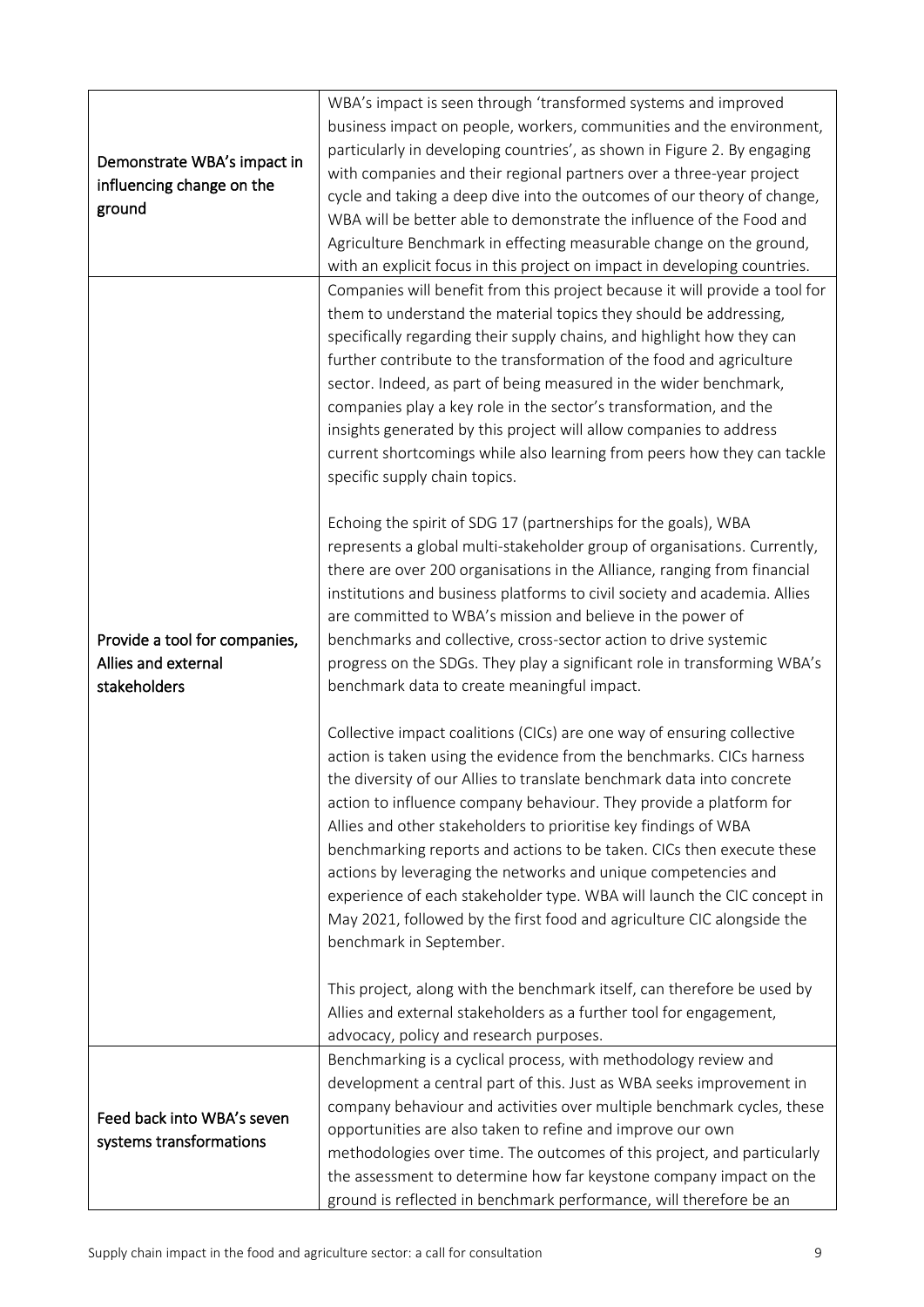| | |
|---|---|
| Demonstrate WBA's impact in influencing change on the ground | WBA's impact is seen through 'transformed systems and improved business impact on people, workers, communities and the environment, particularly in developing countries', as shown in Figure 2. By engaging with companies and their regional partners over a three-year project cycle and taking a deep dive into the outcomes of our theory of change, WBA will be better able to demonstrate the influence of the Food and Agriculture Benchmark in effecting measurable change on the ground, with an explicit focus in this project on impact in developing countries. |
| Provide a tool for companies, Allies and external stakeholders | Companies will benefit from this project because it will provide a tool for them to understand the material topics they should be addressing, specifically regarding their supply chains, and highlight how they can further contribute to the transformation of the food and agriculture sector. Indeed, as part of being measured in the wider benchmark, companies play a key role in the sector's transformation, and the insights generated by this project will allow companies to address current shortcomings while also learning from peers how they can tackle specific supply chain topics.<br><br>Echoing the spirit of SDG 17 (partnerships for the goals), WBA represents a global multi-stakeholder group of organisations. Currently, there are over 200 organisations in the Alliance, ranging from financial institutions and business platforms to civil society and academia. Allies are committed to WBA's mission and believe in the power of benchmarks and collective, cross-sector action to drive systemic progress on the SDGs. They play a significant role in transforming WBA's benchmark data to create meaningful impact.<br><br>Collective impact coalitions (CICs) are one way of ensuring collective action is taken using the evidence from the benchmarks. CICs harness the diversity of our Allies to translate benchmark data into concrete action to influence company behaviour. They provide a platform for Allies and other stakeholders to prioritise key findings of WBA benchmarking reports and actions to be taken. CICs then execute these actions by leveraging the networks and unique competencies and experience of each stakeholder type. WBA will launch the CIC concept in May 2021, followed by the first food and agriculture CIC alongside the benchmark in September.<br><br>This project, along with the benchmark itself, can therefore be used by Allies and external stakeholders as a further tool for engagement, advocacy, policy and research purposes. |
| Feed back into WBA's seven systems transformations | Benchmarking is a cyclical process, with methodology review and development a central part of this. Just as WBA seeks improvement in company behaviour and activities over multiple benchmark cycles, these opportunities are also taken to refine and improve our own methodologies over time. The outcomes of this project, and particularly the assessment to determine how far keystone company impact on the ground is reflected in benchmark performance, will therefore be an |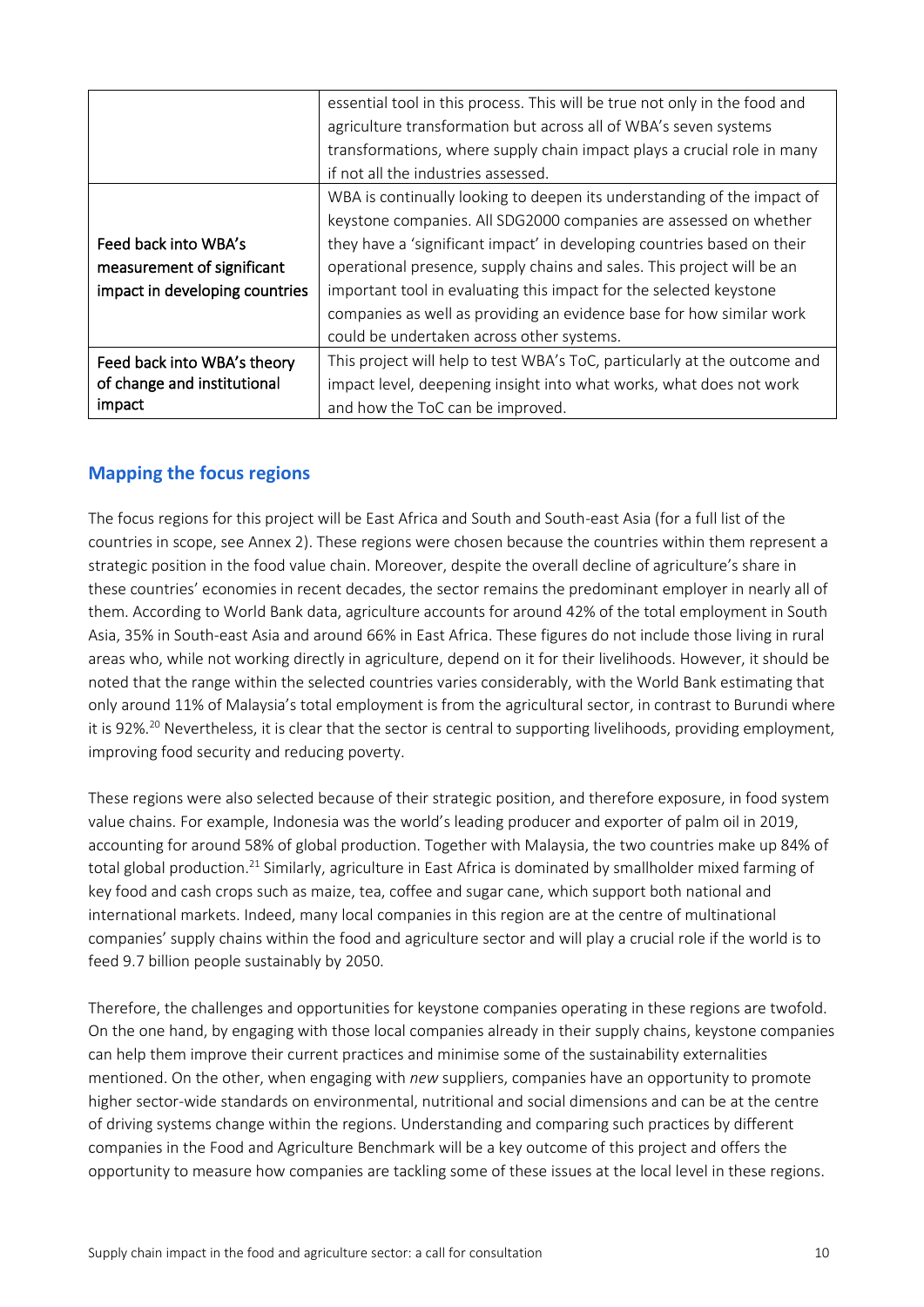| | |
|---|---|
| | essential tool in this process. This will be true not only in the food and agriculture transformation but across all of WBA's seven systems transformations, where supply chain impact plays a crucial role in many if not all the industries assessed. |
| Feed back into WBA's measurement of significant impact in developing countries | WBA is continually looking to deepen its understanding of the impact of keystone companies. All SDG2000 companies are assessed on whether they have a 'significant impact' in developing countries based on their operational presence, supply chains and sales. This project will be an important tool in evaluating this impact for the selected keystone companies as well as providing an evidence base for how similar work could be undertaken across other systems. |
| Feed back into WBA's theory of change and institutional impact | This project will help to test WBA's ToC, particularly at the outcome and impact level, deepening insight into what works, what does not work and how the ToC can be improved. |

## Mapping the focus regions

The focus regions for this project will be East Africa and South and South-east Asia (for a full list of the countries in scope, see Annex 2). These regions were chosen because the countries within them represent a strategic position in the food value chain. Moreover, despite the overall decline of agriculture's share in these countries' economies in recent decades, the sector remains the predominant employer in nearly all of them. According to World Bank data, agriculture accounts for around 42% of the total employment in South Asia, 35% in South-east Asia and around 66% in East Africa. These figures do not include those living in rural areas who, while not working directly in agriculture, depend on it for their livelihoods. However, it should be noted that the range within the selected countries varies considerably, with the World Bank estimating that only around 11% of Malaysia's total employment is from the agricultural sector, in contrast to Burundi where it is 92%.[20] Nevertheless, it is clear that the sector is central to supporting livelihoods, providing employment, improving food security and reducing poverty.

These regions were also selected because of their strategic position, and therefore exposure, in food system value chains. For example, Indonesia was the world's leading producer and exporter of palm oil in 2019, accounting for around 58% of global production. Together with Malaysia, the two countries make up 84% of total global production.[21] Similarly, agriculture in East Africa is dominated by smallholder mixed farming of key food and cash crops such as maize, tea, coffee and sugar cane, which support both national and international markets. Indeed, many local companies in this region are at the centre of multinational companies' supply chains within the food and agriculture sector and will play a crucial role if the world is to feed 9.7 billion people sustainably by 2050.

Therefore, the challenges and opportunities for keystone companies operating in these regions are twofold. On the one hand, by engaging with those local companies already in their supply chains, keystone companies can help them improve their current practices and minimise some of the sustainability externalities mentioned. On the other, when engaging with *new* suppliers, companies have an opportunity to promote higher sector-wide standards on environmental, nutritional and social dimensions and can be at the centre of driving systems change within the regions. Understanding and comparing such practices by different companies in the Food and Agriculture Benchmark will be a key outcome of this project and offers the opportunity to measure how companies are tackling some of these issues at the local level in these regions.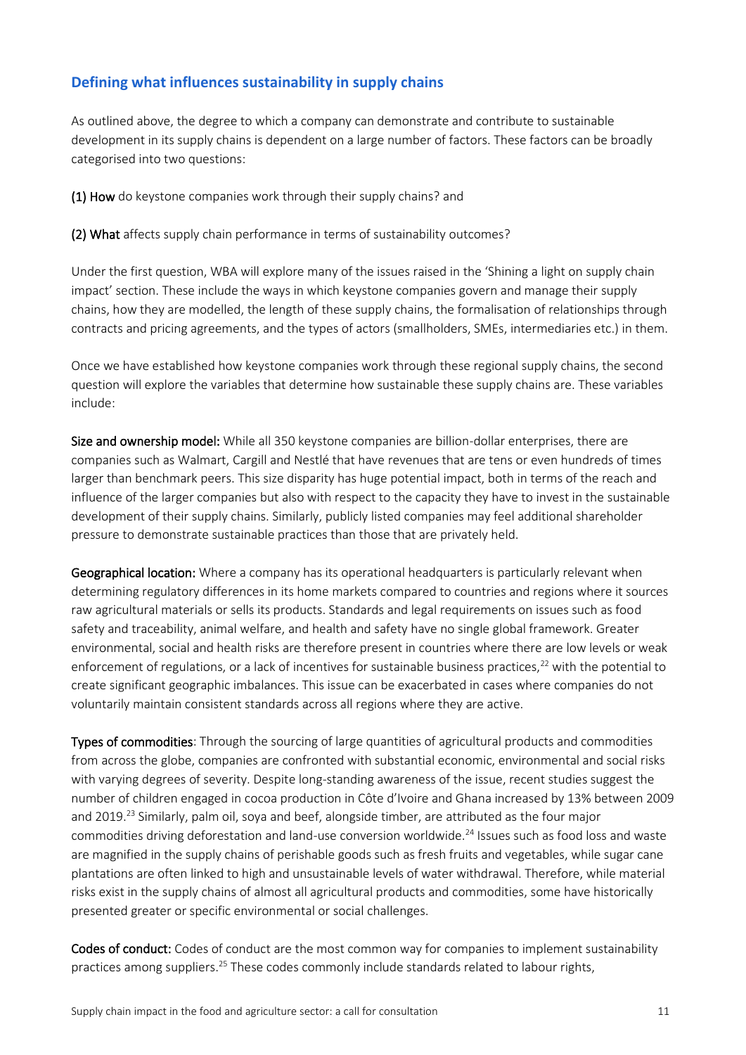## Defining what influences sustainability in supply chains

As outlined above, the degree to which a company can demonstrate and contribute to sustainable development in its supply chains is dependent on a large number of factors. These factors can be broadly categorised into two questions:

**(1) How** do keystone companies work through their supply chains? and

**(2) What** affects supply chain performance in terms of sustainability outcomes?

Under the first question, WBA will explore many of the issues raised in the 'Shining a light on supply chain impact' section. These include the ways in which keystone companies govern and manage their supply chains, how they are modelled, the length of these supply chains, the formalisation of relationships through contracts and pricing agreements, and the types of actors (smallholders, SMEs, intermediaries etc.) in them.

Once we have established how keystone companies work through these regional supply chains, the second question will explore the variables that determine how sustainable these supply chains are. These variables include:

**Size and ownership model:** While all 350 keystone companies are billion-dollar enterprises, there are companies such as Walmart, Cargill and Nestlé that have revenues that are tens or even hundreds of times larger than benchmark peers. This size disparity has huge potential impact, both in terms of the reach and influence of the larger companies but also with respect to the capacity they have to invest in the sustainable development of their supply chains. Similarly, publicly listed companies may feel additional shareholder pressure to demonstrate sustainable practices than those that are privately held.

**Geographical location:** Where a company has its operational headquarters is particularly relevant when determining regulatory differences in its home markets compared to countries and regions where it sources raw agricultural materials or sells its products. Standards and legal requirements on issues such as food safety and traceability, animal welfare, and health and safety have no single global framework. Greater environmental, social and health risks are therefore present in countries where there are low levels or weak enforcement of regulations, or a lack of incentives for sustainable business practices,[22] with the potential to create significant geographic imbalances. This issue can be exacerbated in cases where companies do not voluntarily maintain consistent standards across all regions where they are active.

**Types of commodities**: Through the sourcing of large quantities of agricultural products and commodities from across the globe, companies are confronted with substantial economic, environmental and social risks with varying degrees of severity. Despite long-standing awareness of the issue, recent studies suggest the number of children engaged in cocoa production in Côte d'Ivoire and Ghana increased by 13% between 2009 and 2019.[23] Similarly, palm oil, soya and beef, alongside timber, are attributed as the four major commodities driving deforestation and land-use conversion worldwide.[24] Issues such as food loss and waste are magnified in the supply chains of perishable goods such as fresh fruits and vegetables, while sugar cane plantations are often linked to high and unsustainable levels of water withdrawal. Therefore, while material risks exist in the supply chains of almost all agricultural products and commodities, some have historically presented greater or specific environmental or social challenges.

**Codes of conduct:** Codes of conduct are the most common way for companies to implement sustainability practices among suppliers.[25] These codes commonly include standards related to labour rights,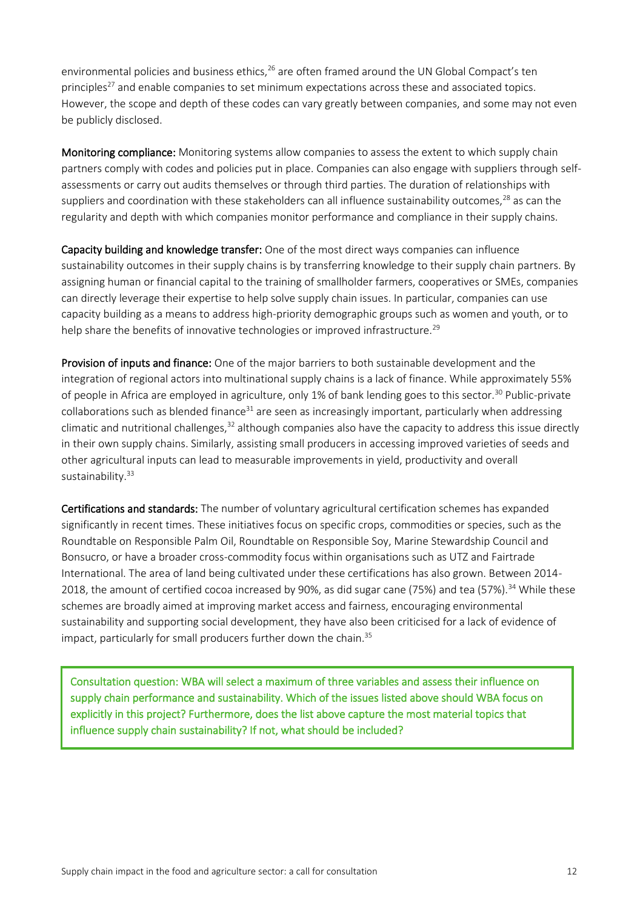environmental policies and business ethics,[26] are often framed around the UN Global Compact's ten principles[27] and enable companies to set minimum expectations across these and associated topics. However, the scope and depth of these codes can vary greatly between companies, and some may not even be publicly disclosed.

**Monitoring compliance:** Monitoring systems allow companies to assess the extent to which supply chain partners comply with codes and policies put in place. Companies can also engage with suppliers through self-assessments or carry out audits themselves or through third parties. The duration of relationships with suppliers and coordination with these stakeholders can all influence sustainability outcomes,[28] as can the regularity and depth with which companies monitor performance and compliance in their supply chains.

**Capacity building and knowledge transfer:** One of the most direct ways companies can influence sustainability outcomes in their supply chains is by transferring knowledge to their supply chain partners. By assigning human or financial capital to the training of smallholder farmers, cooperatives or SMEs, companies can directly leverage their expertise to help solve supply chain issues. In particular, companies can use capacity building as a means to address high-priority demographic groups such as women and youth, or to help share the benefits of innovative technologies or improved infrastructure.[29]

**Provision of inputs and finance:** One of the major barriers to both sustainable development and the integration of regional actors into multinational supply chains is a lack of finance. While approximately 55% of people in Africa are employed in agriculture, only 1% of bank lending goes to this sector.[30] Public-private collaborations such as blended finance[31] are seen as increasingly important, particularly when addressing climatic and nutritional challenges,[32] although companies also have the capacity to address this issue directly in their own supply chains. Similarly, assisting small producers in accessing improved varieties of seeds and other agricultural inputs can lead to measurable improvements in yield, productivity and overall sustainability.[33]

**Certifications and standards:** The number of voluntary agricultural certification schemes has expanded significantly in recent times. These initiatives focus on specific crops, commodities or species, such as the Roundtable on Responsible Palm Oil, Roundtable on Responsible Soy, Marine Stewardship Council and Bonsucro, or have a broader cross-commodity focus within organisations such as UTZ and Fairtrade International. The area of land being cultivated under these certifications has also grown. Between 2014-2018, the amount of certified cocoa increased by 90%, as did sugar cane (75%) and tea (57%).[34] While these schemes are broadly aimed at improving market access and fairness, encouraging environmental sustainability and supporting social development, they have also been criticised for a lack of evidence of impact, particularly for small producers further down the chain.[35]

> Consultation question: WBA will select a maximum of three variables and assess their influence on supply chain performance and sustainability. Which of the issues listed above should WBA focus on explicitly in this project? Furthermore, does the list above capture the most material topics that influence supply chain sustainability? If not, what should be included?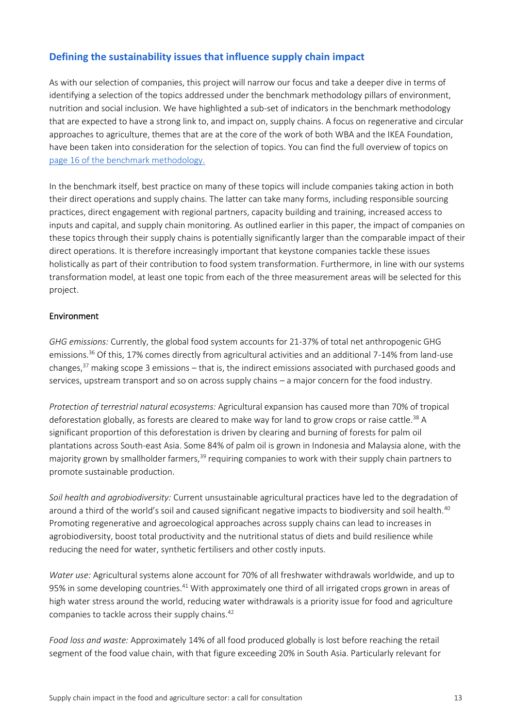## Defining the sustainability issues that influence supply chain impact

As with our selection of companies, this project will narrow our focus and take a deeper dive in terms of identifying a selection of the topics addressed under the benchmark methodology pillars of environment, nutrition and social inclusion. We have highlighted a sub-set of indicators in the benchmark methodology that are expected to have a strong link to, and impact on, supply chains. A focus on regenerative and circular approaches to agriculture, themes that are at the core of the work of both WBA and the IKEA Foundation, have been taken into consideration for the selection of topics. You can find the full overview of topics on [page 16 of the benchmark methodology.]()

In the benchmark itself, best practice on many of these topics will include companies taking action in both their direct operations and supply chains. The latter can take many forms, including responsible sourcing practices, direct engagement with regional partners, capacity building and training, increased access to inputs and capital, and supply chain monitoring. As outlined earlier in this paper, the impact of companies on these topics through their supply chains is potentially significantly larger than the comparable impact of their direct operations. It is therefore increasingly important that keystone companies tackle these issues holistically as part of their contribution to food system transformation. Furthermore, in line with our systems transformation model, at least one topic from each of the three measurement areas will be selected for this project.

### Environment

*GHG emissions:* Currently, the global food system accounts for 21-37% of total net anthropogenic GHG emissions.[36] Of this, 17% comes directly from agricultural activities and an additional 7-14% from land-use changes,[37] making scope 3 emissions – that is, the indirect emissions associated with purchased goods and services, upstream transport and so on across supply chains – a major concern for the food industry.

*Protection of terrestrial natural ecosystems:* Agricultural expansion has caused more than 70% of tropical deforestation globally, as forests are cleared to make way for land to grow crops or raise cattle.[38] A significant proportion of this deforestation is driven by clearing and burning of forests for palm oil plantations across South-east Asia. Some 84% of palm oil is grown in Indonesia and Malaysia alone, with the majority grown by smallholder farmers,[39] requiring companies to work with their supply chain partners to promote sustainable production.

*Soil health and agrobiodiversity:* Current unsustainable agricultural practices have led to the degradation of around a third of the world's soil and caused significant negative impacts to biodiversity and soil health.[40] Promoting regenerative and agroecological approaches across supply chains can lead to increases in agrobiodiversity, boost total productivity and the nutritional status of diets and build resilience while reducing the need for water, synthetic fertilisers and other costly inputs.

*Water use:* Agricultural systems alone account for 70% of all freshwater withdrawals worldwide, and up to 95% in some developing countries.[41] With approximately one third of all irrigated crops grown in areas of high water stress around the world, reducing water withdrawals is a priority issue for food and agriculture companies to tackle across their supply chains.[42]

*Food loss and waste:* Approximately 14% of all food produced globally is lost before reaching the retail segment of the food value chain, with that figure exceeding 20% in South Asia. Particularly relevant for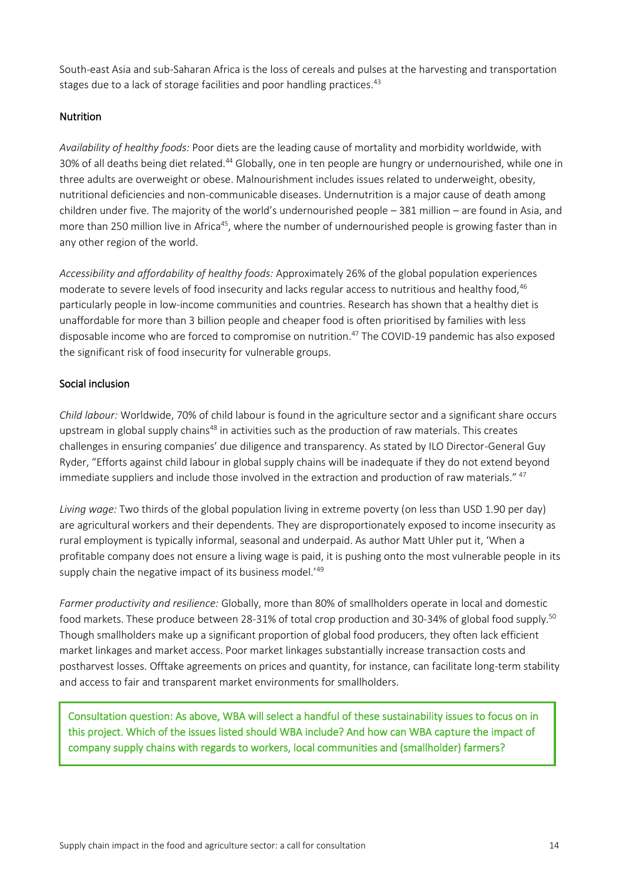South-east Asia and sub-Saharan Africa is the loss of cereals and pulses at the harvesting and transportation stages due to a lack of storage facilities and poor handling practices.[43]

### Nutrition

*Availability of healthy foods:* Poor diets are the leading cause of mortality and morbidity worldwide, with 30% of all deaths being diet related.[44] Globally, one in ten people are hungry or undernourished, while one in three adults are overweight or obese. Malnourishment includes issues related to underweight, obesity, nutritional deficiencies and non-communicable diseases. Undernutrition is a major cause of death among children under five. The majority of the world's undernourished people – 381 million – are found in Asia, and more than 250 million live in Africa[45], where the number of undernourished people is growing faster than in any other region of the world.

*Accessibility and affordability of healthy foods:* Approximately 26% of the global population experiences moderate to severe levels of food insecurity and lacks regular access to nutritious and healthy food,[46] particularly people in low-income communities and countries. Research has shown that a healthy diet is unaffordable for more than 3 billion people and cheaper food is often prioritised by families with less disposable income who are forced to compromise on nutrition.[47] The COVID-19 pandemic has also exposed the significant risk of food insecurity for vulnerable groups.

### Social inclusion

*Child labour:* Worldwide, 70% of child labour is found in the agriculture sector and a significant share occurs upstream in global supply chains[48] in activities such as the production of raw materials. This creates challenges in ensuring companies' due diligence and transparency. As stated by ILO Director-General Guy Ryder, "Efforts against child labour in global supply chains will be inadequate if they do not extend beyond immediate suppliers and include those involved in the extraction and production of raw materials." [47]

*Living wage:* Two thirds of the global population living in extreme poverty (on less than USD 1.90 per day) are agricultural workers and their dependents. They are disproportionately exposed to income insecurity as rural employment is typically informal, seasonal and underpaid. As author Matt Uhler put it, 'When a profitable company does not ensure a living wage is paid, it is pushing onto the most vulnerable people in its supply chain the negative impact of its business model.'[49]

*Farmer productivity and resilience:* Globally, more than 80% of smallholders operate in local and domestic food markets. These produce between 28-31% of total crop production and 30-34% of global food supply.[50] Though smallholders make up a significant proportion of global food producers, they often lack efficient market linkages and market access. Poor market linkages substantially increase transaction costs and postharvest losses. Offtake agreements on prices and quantity, for instance, can facilitate long-term stability and access to fair and transparent market environments for smallholders.

> Consultation question: As above, WBA will select a handful of these sustainability issues to focus on in this project. Which of the issues listed should WBA include? And how can WBA capture the impact of company supply chains with regards to workers, local communities and (smallholder) farmers?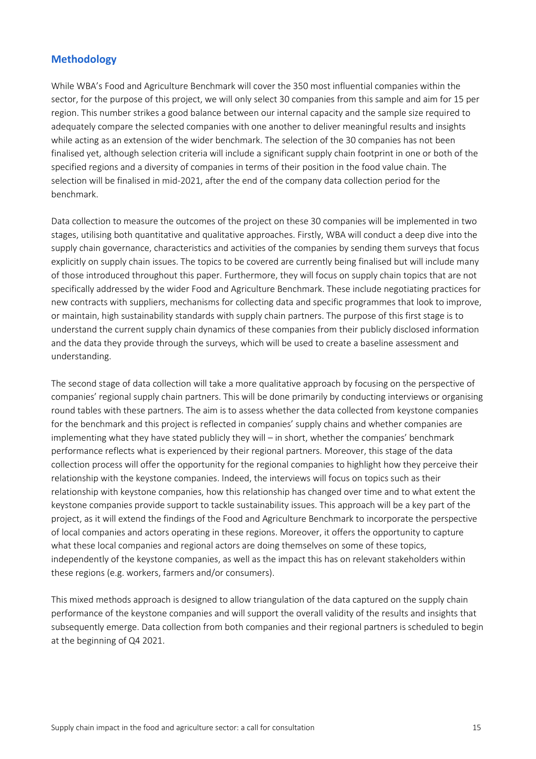## Methodology

While WBA's Food and Agriculture Benchmark will cover the 350 most influential companies within the sector, for the purpose of this project, we will only select 30 companies from this sample and aim for 15 per region. This number strikes a good balance between our internal capacity and the sample size required to adequately compare the selected companies with one another to deliver meaningful results and insights while acting as an extension of the wider benchmark. The selection of the 30 companies has not been finalised yet, although selection criteria will include a significant supply chain footprint in one or both of the specified regions and a diversity of companies in terms of their position in the food value chain. The selection will be finalised in mid-2021, after the end of the company data collection period for the benchmark.

Data collection to measure the outcomes of the project on these 30 companies will be implemented in two stages, utilising both quantitative and qualitative approaches. Firstly, WBA will conduct a deep dive into the supply chain governance, characteristics and activities of the companies by sending them surveys that focus explicitly on supply chain issues. The topics to be covered are currently being finalised but will include many of those introduced throughout this paper. Furthermore, they will focus on supply chain topics that are not specifically addressed by the wider Food and Agriculture Benchmark. These include negotiating practices for new contracts with suppliers, mechanisms for collecting data and specific programmes that look to improve, or maintain, high sustainability standards with supply chain partners. The purpose of this first stage is to understand the current supply chain dynamics of these companies from their publicly disclosed information and the data they provide through the surveys, which will be used to create a baseline assessment and understanding.

The second stage of data collection will take a more qualitative approach by focusing on the perspective of companies' regional supply chain partners. This will be done primarily by conducting interviews or organising round tables with these partners. The aim is to assess whether the data collected from keystone companies for the benchmark and this project is reflected in companies' supply chains and whether companies are implementing what they have stated publicly they will – in short, whether the companies' benchmark performance reflects what is experienced by their regional partners. Moreover, this stage of the data collection process will offer the opportunity for the regional companies to highlight how they perceive their relationship with the keystone companies. Indeed, the interviews will focus on topics such as their relationship with keystone companies, how this relationship has changed over time and to what extent the keystone companies provide support to tackle sustainability issues. This approach will be a key part of the project, as it will extend the findings of the Food and Agriculture Benchmark to incorporate the perspective of local companies and actors operating in these regions. Moreover, it offers the opportunity to capture what these local companies and regional actors are doing themselves on some of these topics, independently of the keystone companies, as well as the impact this has on relevant stakeholders within these regions (e.g. workers, farmers and/or consumers).

This mixed methods approach is designed to allow triangulation of the data captured on the supply chain performance of the keystone companies and will support the overall validity of the results and insights that subsequently emerge. Data collection from both companies and their regional partners is scheduled to begin at the beginning of Q4 2021.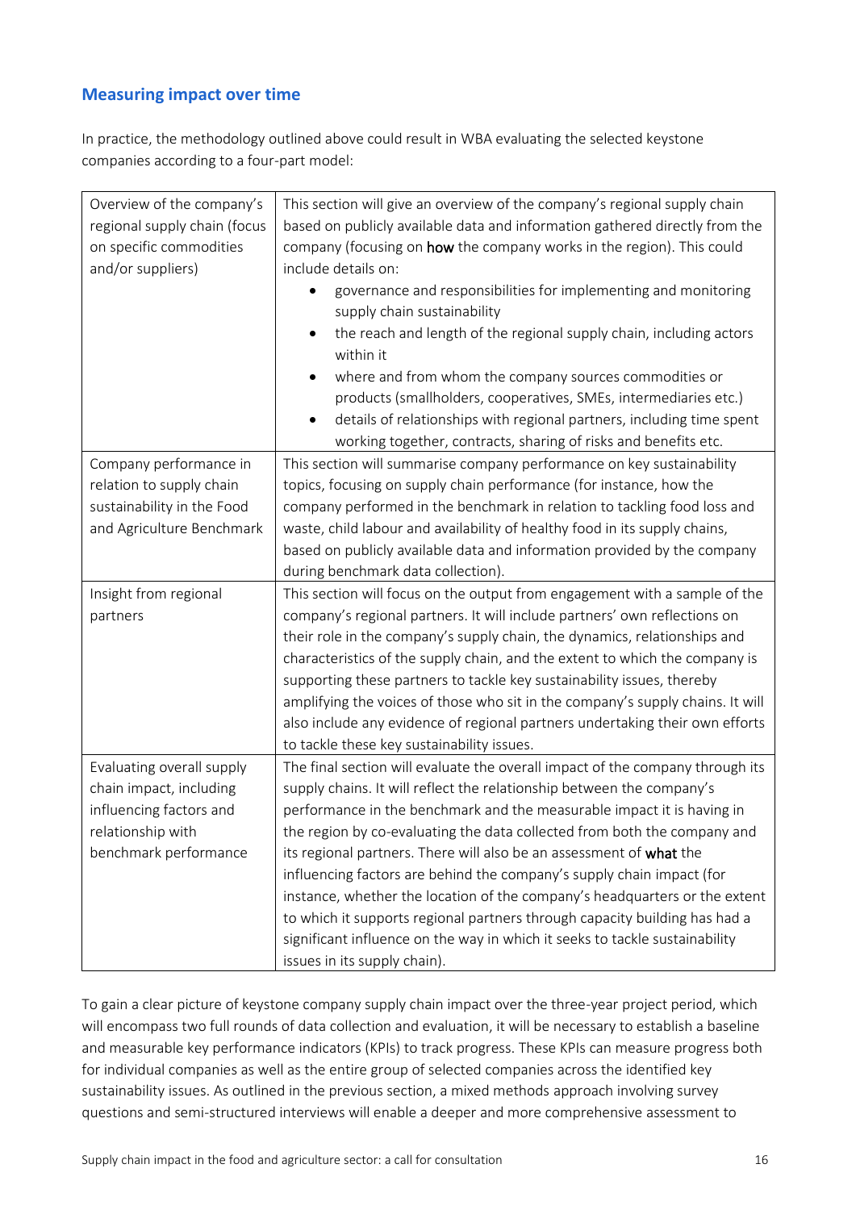## Measuring impact over time

In practice, the methodology outlined above could result in WBA evaluating the selected keystone companies according to a four-part model:

| | |
|---|---|
| Overview of the company's regional supply chain (focus on specific commodities and/or suppliers) | This section will give an overview of the company's regional supply chain based on publicly available data and information gathered directly from the company (focusing on **how** the company works in the region). This could include details on:<br>• governance and responsibilities for implementing and monitoring supply chain sustainability<br>• the reach and length of the regional supply chain, including actors within it<br>• where and from whom the company sources commodities or products (smallholders, cooperatives, SMEs, intermediaries etc.)<br>• details of relationships with regional partners, including time spent working together, contracts, sharing of risks and benefits etc. |
| Company performance in relation to supply chain sustainability in the Food and Agriculture Benchmark | This section will summarise company performance on key sustainability topics, focusing on supply chain performance (for instance, how the company performed in the benchmark in relation to tackling food loss and waste, child labour and availability of healthy food in its supply chains, based on publicly available data and information provided by the company during benchmark data collection). |
| Insight from regional partners | This section will focus on the output from engagement with a sample of the company's regional partners. It will include partners' own reflections on their role in the company's supply chain, the dynamics, relationships and characteristics of the supply chain, and the extent to which the company is supporting these partners to tackle key sustainability issues, thereby amplifying the voices of those who sit in the company's supply chains. It will also include any evidence of regional partners undertaking their own efforts to tackle these key sustainability issues. |
| Evaluating overall supply chain impact, including influencing factors and relationship with benchmark performance | The final section will evaluate the overall impact of the company through its supply chains. It will reflect the relationship between the company's performance in the benchmark and the measurable impact it is having in the region by co-evaluating the data collected from both the company and its regional partners. There will also be an assessment of **what** the influencing factors are behind the company's supply chain impact (for instance, whether the location of the company's headquarters or the extent to which it supports regional partners through capacity building has had a significant influence on the way in which it seeks to tackle sustainability issues in its supply chain). |

To gain a clear picture of keystone company supply chain impact over the three-year project period, which will encompass two full rounds of data collection and evaluation, it will be necessary to establish a baseline and measurable key performance indicators (KPIs) to track progress. These KPIs can measure progress both for individual companies as well as the entire group of selected companies across the identified key sustainability issues. As outlined in the previous section, a mixed methods approach involving survey questions and semi-structured interviews will enable a deeper and more comprehensive assessment to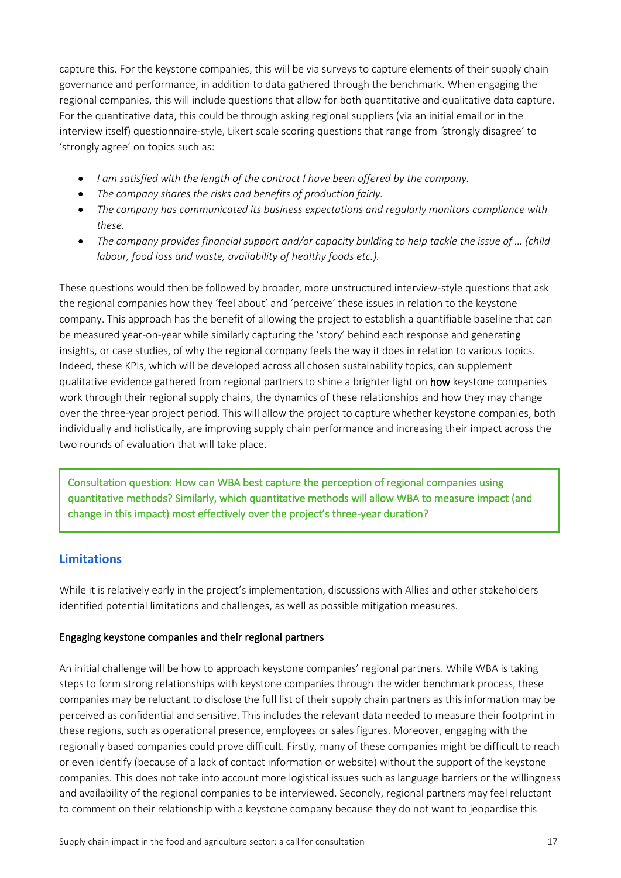capture this. For the keystone companies, this will be via surveys to capture elements of their supply chain governance and performance, in addition to data gathered through the benchmark. When engaging the regional companies, this will include questions that allow for both quantitative and qualitative data capture. For the quantitative data, this could be through asking regional suppliers (via an initial email or in the interview itself) questionnaire-style, Likert scale scoring questions that range from 'strongly disagree' to 'strongly agree' on topics such as:

- *I am satisfied with the length of the contract I have been offered by the company.*
- *The company shares the risks and benefits of production fairly.*
- *The company has communicated its business expectations and regularly monitors compliance with these.*
- *The company provides financial support and/or capacity building to help tackle the issue of … (child labour, food loss and waste, availability of healthy foods etc.).*

These questions would then be followed by broader, more unstructured interview-style questions that ask the regional companies how they 'feel about' and 'perceive' these issues in relation to the keystone company. This approach has the benefit of allowing the project to establish a quantifiable baseline that can be measured year-on-year while similarly capturing the 'story' behind each response and generating insights, or case studies, of why the regional company feels the way it does in relation to various topics. Indeed, these KPIs, which will be developed across all chosen sustainability topics, can supplement qualitative evidence gathered from regional partners to shine a brighter light on **how** keystone companies work through their regional supply chains, the dynamics of these relationships and how they may change over the three-year project period. This will allow the project to capture whether keystone companies, both individually and holistically, are improving supply chain performance and increasing their impact across the two rounds of evaluation that will take place.

> Consultation question: How can WBA best capture the perception of regional companies using quantitative methods? Similarly, which quantitative methods will allow WBA to measure impact (and change in this impact) most effectively over the project's three-year duration?

## Limitations

While it is relatively early in the project's implementation, discussions with Allies and other stakeholders identified potential limitations and challenges, as well as possible mitigation measures.

### Engaging keystone companies and their regional partners

An initial challenge will be how to approach keystone companies' regional partners. While WBA is taking steps to form strong relationships with keystone companies through the wider benchmark process, these companies may be reluctant to disclose the full list of their supply chain partners as this information may be perceived as confidential and sensitive. This includes the relevant data needed to measure their footprint in these regions, such as operational presence, employees or sales figures. Moreover, engaging with the regionally based companies could prove difficult. Firstly, many of these companies might be difficult to reach or even identify (because of a lack of contact information or website) without the support of the keystone companies. This does not take into account more logistical issues such as language barriers or the willingness and availability of the regional companies to be interviewed. Secondly, regional partners may feel reluctant to comment on their relationship with a keystone company because they do not want to jeopardise this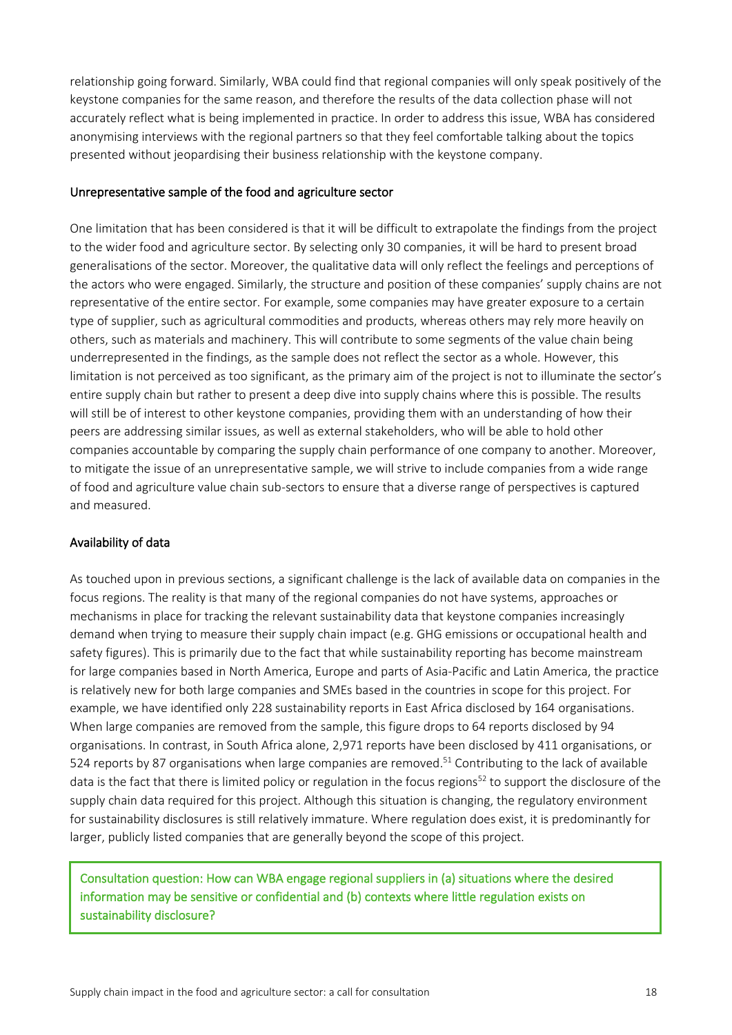relationship going forward. Similarly, WBA could find that regional companies will only speak positively of the keystone companies for the same reason, and therefore the results of the data collection phase will not accurately reflect what is being implemented in practice. In order to address this issue, WBA has considered anonymising interviews with the regional partners so that they feel comfortable talking about the topics presented without jeopardising their business relationship with the keystone company.

### Unrepresentative sample of the food and agriculture sector

One limitation that has been considered is that it will be difficult to extrapolate the findings from the project to the wider food and agriculture sector. By selecting only 30 companies, it will be hard to present broad generalisations of the sector. Moreover, the qualitative data will only reflect the feelings and perceptions of the actors who were engaged. Similarly, the structure and position of these companies' supply chains are not representative of the entire sector. For example, some companies may have greater exposure to a certain type of supplier, such as agricultural commodities and products, whereas others may rely more heavily on others, such as materials and machinery. This will contribute to some segments of the value chain being underrepresented in the findings, as the sample does not reflect the sector as a whole. However, this limitation is not perceived as too significant, as the primary aim of the project is not to illuminate the sector's entire supply chain but rather to present a deep dive into supply chains where this is possible. The results will still be of interest to other keystone companies, providing them with an understanding of how their peers are addressing similar issues, as well as external stakeholders, who will be able to hold other companies accountable by comparing the supply chain performance of one company to another. Moreover, to mitigate the issue of an unrepresentative sample, we will strive to include companies from a wide range of food and agriculture value chain sub-sectors to ensure that a diverse range of perspectives is captured and measured.

### Availability of data

As touched upon in previous sections, a significant challenge is the lack of available data on companies in the focus regions. The reality is that many of the regional companies do not have systems, approaches or mechanisms in place for tracking the relevant sustainability data that keystone companies increasingly demand when trying to measure their supply chain impact (e.g. GHG emissions or occupational health and safety figures). This is primarily due to the fact that while sustainability reporting has become mainstream for large companies based in North America, Europe and parts of Asia-Pacific and Latin America, the practice is relatively new for both large companies and SMEs based in the countries in scope for this project. For example, we have identified only 228 sustainability reports in East Africa disclosed by 164 organisations. When large companies are removed from the sample, this figure drops to 64 reports disclosed by 94 organisations. In contrast, in South Africa alone, 2,971 reports have been disclosed by 411 organisations, or 524 reports by 87 organisations when large companies are removed.[51] Contributing to the lack of available data is the fact that there is limited policy or regulation in the focus regions[52] to support the disclosure of the supply chain data required for this project. Although this situation is changing, the regulatory environment for sustainability disclosures is still relatively immature. Where regulation does exist, it is predominantly for larger, publicly listed companies that are generally beyond the scope of this project.

> Consultation question: How can WBA engage regional suppliers in (a) situations where the desired information may be sensitive or confidential and (b) contexts where little regulation exists on sustainability disclosure?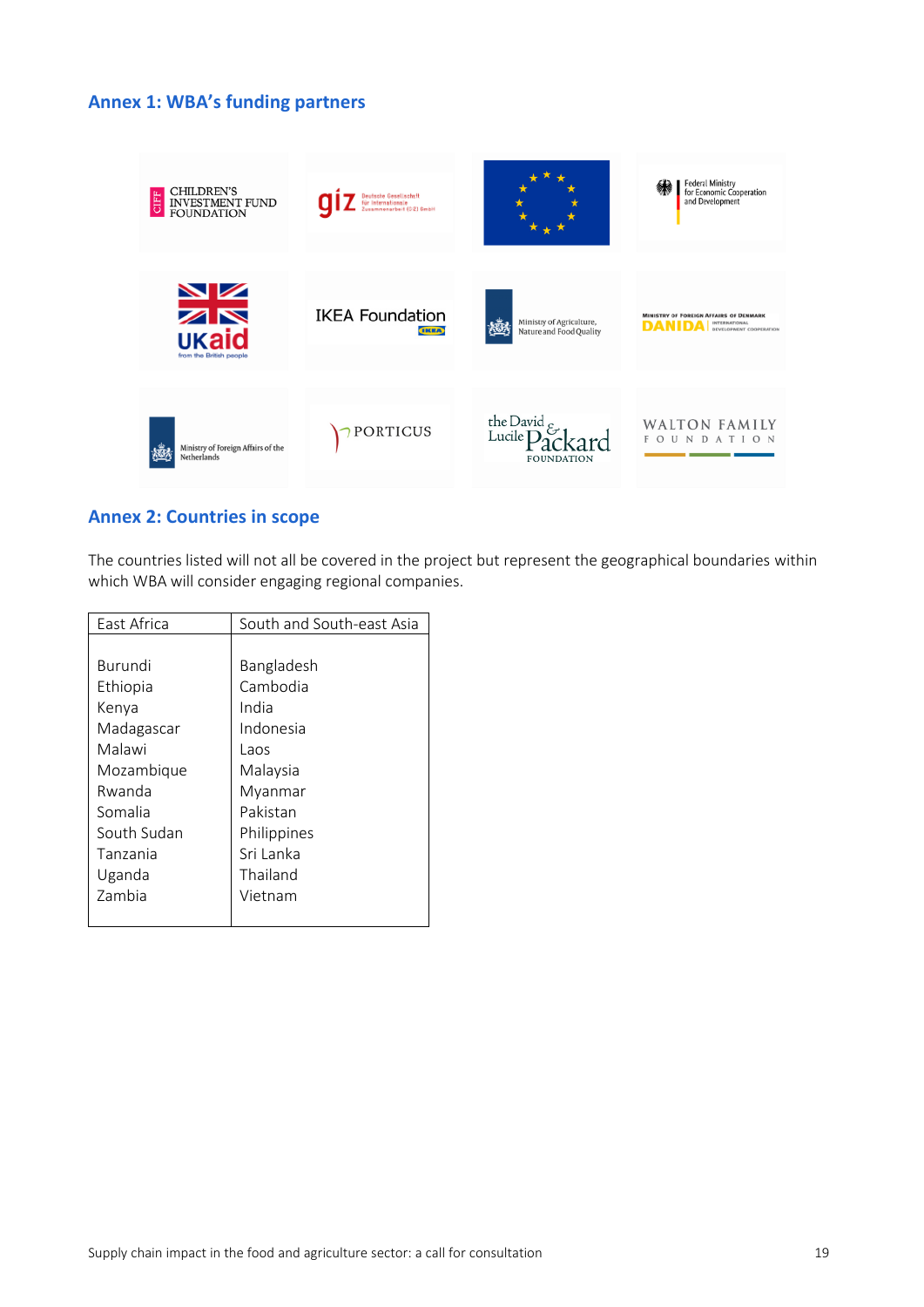## Annex 1: WBA's funding partners

CHILDREN'S INVESTMENT FUND FOUNDATION

giz Deutsche Gesellschaft für Internationale Zusammenarbeit (GIZ) GmbH

Federal Ministry for Economic Cooperation and Development

UKaid from the British people

IKEA Foundation

Ministry of Agriculture, Nature and Food Quality

MINISTRY OF FOREIGN AFFAIRS OF DENMARK DANIDA INTERNATIONAL DEVELOPMENT COOPERATION

Ministry of Foreign Affairs of the Netherlands

PORTICUS

the David & Lucile Packard FOUNDATION

WALTON FAMILY FOUNDATION

## Annex 2: Countries in scope

The countries listed will not all be covered in the project but represent the geographical boundaries within which WBA will consider engaging regional companies.

| East Africa | South and South-east Asia |
|---|---|
| Burundi | Bangladesh |
| Ethiopia | Cambodia |
| Kenya | India |
| Madagascar | Indonesia |
| Malawi | Laos |
| Mozambique | Malaysia |
| Rwanda | Myanmar |
| Somalia | Pakistan |
| South Sudan | Philippines |
| Tanzania | Sri Lanka |
| Uganda | Thailand |
| Zambia | Vietnam |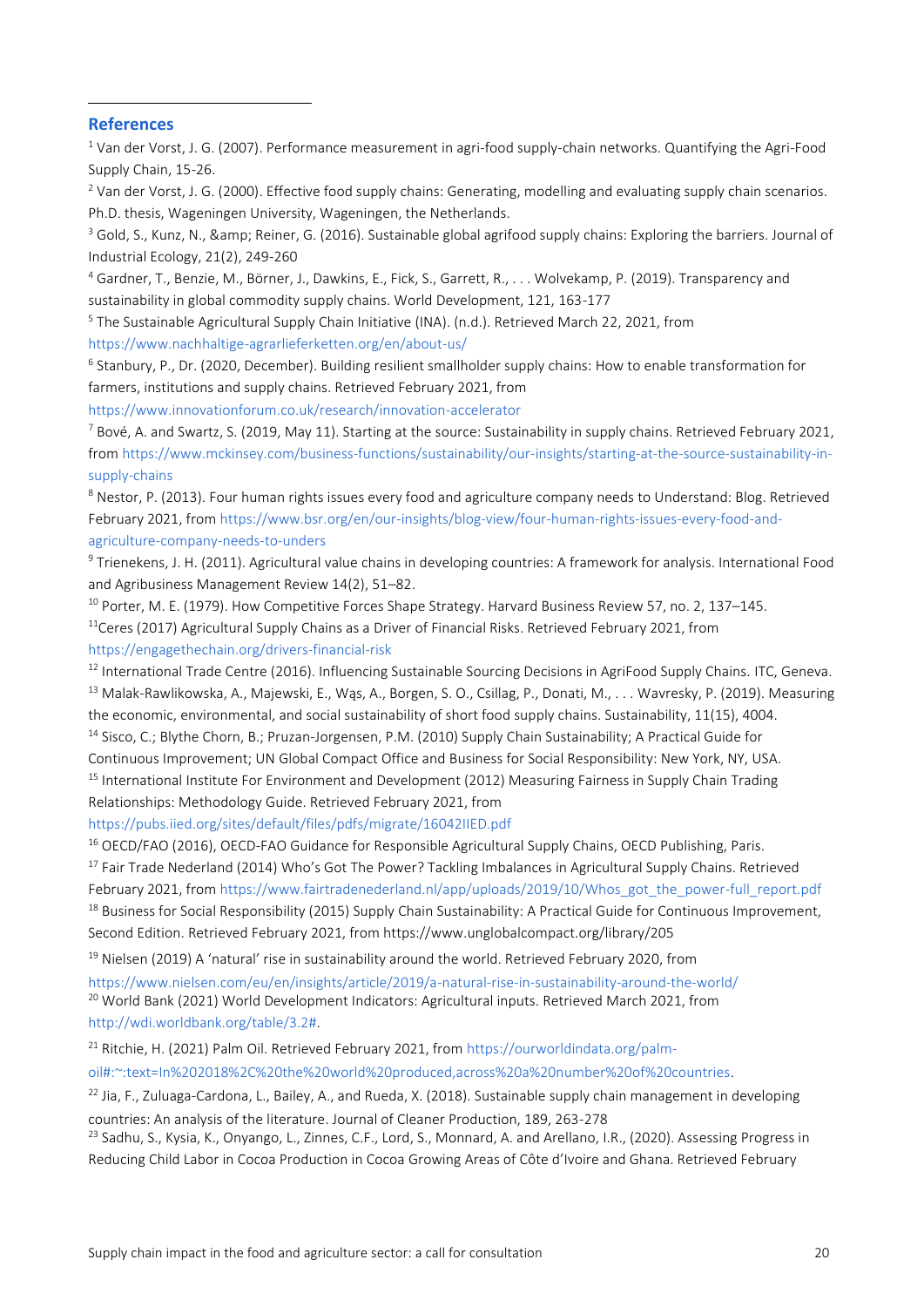## References

[1] Van der Vorst, J. G. (2007). Performance measurement in agri-food supply-chain networks. Quantifying the Agri-Food Supply Chain, 15-26.

[2] Van der Vorst, J. G. (2000). Effective food supply chains: Generating, modelling and evaluating supply chain scenarios. Ph.D. thesis, Wageningen University, Wageningen, the Netherlands.

[3] Gold, S., Kunz, N., &amp; Reiner, G. (2016). Sustainable global agrifood supply chains: Exploring the barriers. Journal of Industrial Ecology, 21(2), 249-260

[4] Gardner, T., Benzie, M., Börner, J., Dawkins, E., Fick, S., Garrett, R., . . . Wolvekamp, P. (2019). Transparency and sustainability in global commodity supply chains. World Development, 121, 163-177

[5] The Sustainable Agricultural Supply Chain Initiative (INA). (n.d.). Retrieved March 22, 2021, from https://www.nachhaltige-agrarlieferketten.org/en/about-us/

[6] Stanbury, P., Dr. (2020, December). Building resilient smallholder supply chains: How to enable transformation for farmers, institutions and supply chains. Retrieved February 2021, from https://www.innovationforum.co.uk/research/innovation-accelerator

[7] Bové, A. and Swartz, S. (2019, May 11). Starting at the source: Sustainability in supply chains. Retrieved February 2021, from https://www.mckinsey.com/business-functions/sustainability/our-insights/starting-at-the-source-sustainability-in-supply-chains

[8] Nestor, P. (2013). Four human rights issues every food and agriculture company needs to Understand: Blog. Retrieved February 2021, from https://www.bsr.org/en/our-insights/blog-view/four-human-rights-issues-every-food-and-agriculture-company-needs-to-unders

[9] Trienekens, J. H. (2011). Agricultural value chains in developing countries: A framework for analysis. International Food and Agribusiness Management Review 14(2), 51–82.

[10] Porter, M. E. (1979). How Competitive Forces Shape Strategy. Harvard Business Review 57, no. 2, 137–145.

[11] Ceres (2017) Agricultural Supply Chains as a Driver of Financial Risks. Retrieved February 2021, from https://engagethechain.org/drivers-financial-risk

[12] International Trade Centre (2016). Influencing Sustainable Sourcing Decisions in AgriFood Supply Chains. ITC, Geneva.

[13] Malak-Rawlikowska, A., Majewski, E., Wąs, A., Borgen, S. O., Csillag, P., Donati, M., . . . Wavresky, P. (2019). Measuring the economic, environmental, and social sustainability of short food supply chains. Sustainability, 11(15), 4004.

[14] Sisco, C.; Blythe Chorn, B.; Pruzan-Jorgensen, P.M. (2010) Supply Chain Sustainability; A Practical Guide for Continuous Improvement; UN Global Compact Office and Business for Social Responsibility: New York, NY, USA.

[15] International Institute For Environment and Development (2012) Measuring Fairness in Supply Chain Trading Relationships: Methodology Guide. Retrieved February 2021, from https://pubs.iied.org/sites/default/files/pdfs/migrate/16042IIED.pdf

[16] OECD/FAO (2016), OECD-FAO Guidance for Responsible Agricultural Supply Chains, OECD Publishing, Paris.

[17] Fair Trade Nederland (2014) Who's Got The Power? Tackling Imbalances in Agricultural Supply Chains. Retrieved February 2021, from https://www.fairtradenederland.nl/app/uploads/2019/10/Whos_got_the_power-full_report.pdf

[18] Business for Social Responsibility (2015) Supply Chain Sustainability: A Practical Guide for Continuous Improvement, Second Edition. Retrieved February 2021, from https://www.unglobalcompact.org/library/205

[19] Nielsen (2019) A 'natural' rise in sustainability around the world. Retrieved February 2020, from https://www.nielsen.com/eu/en/insights/article/2019/a-natural-rise-in-sustainability-around-the-world/

[20] World Bank (2021) World Development Indicators: Agricultural inputs. Retrieved March 2021, from http://wdi.worldbank.org/table/3.2#.

[21] Ritchie, H. (2021) Palm Oil. Retrieved February 2021, from https://ourworldindata.org/palm-oil#:~:text=In%202018%2C%20the%20world%20produced,across%20a%20number%20of%20countries.

[22] Jia, F., Zuluaga-Cardona, L., Bailey, A., and Rueda, X. (2018). Sustainable supply chain management in developing countries: An analysis of the literature. Journal of Cleaner Production, 189, 263-278

[23] Sadhu, S., Kysia, K., Onyango, L., Zinnes, C.F., Lord, S., Monnard, A. and Arellano, I.R., (2020). Assessing Progress in Reducing Child Labor in Cocoa Production in Cocoa Growing Areas of Côte d'Ivoire and Ghana. Retrieved February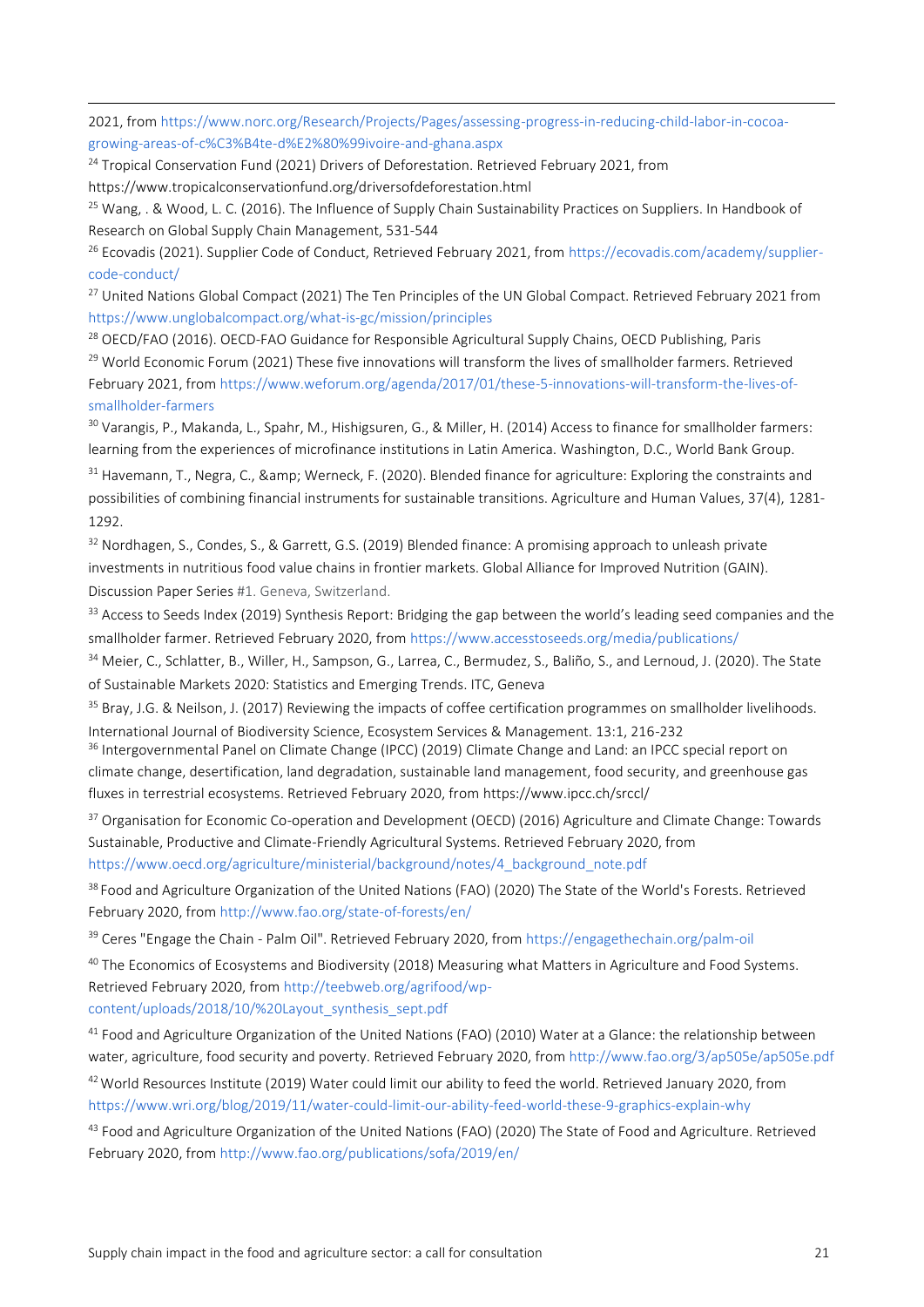2021, from https://www.norc.org/Research/Projects/Pages/assessing-progress-in-reducing-child-labor-in-cocoa-growing-areas-of-c%C3%B4te-d%E2%80%99ivoire-and-ghana.aspx

[24] Tropical Conservation Fund (2021) Drivers of Deforestation. Retrieved February 2021, from https://www.tropicalconservationfund.org/driversofdeforestation.html

[25] Wang, . & Wood, L. C. (2016). The Influence of Supply Chain Sustainability Practices on Suppliers. In Handbook of Research on Global Supply Chain Management, 531-544

[26] Ecovadis (2021). Supplier Code of Conduct, Retrieved February 2021, from https://ecovadis.com/academy/supplier-code-conduct/

[27] United Nations Global Compact (2021) The Ten Principles of the UN Global Compact. Retrieved February 2021 from https://www.unglobalcompact.org/what-is-gc/mission/principles

[28] OECD/FAO (2016). OECD-FAO Guidance for Responsible Agricultural Supply Chains, OECD Publishing, Paris

[29] World Economic Forum (2021) These five innovations will transform the lives of smallholder farmers. Retrieved February 2021, from https://www.weforum.org/agenda/2017/01/these-5-innovations-will-transform-the-lives-of-smallholder-farmers

[30] Varangis, P., Makanda, L., Spahr, M., Hishigsuren, G., & Miller, H. (2014) Access to finance for smallholder farmers: learning from the experiences of microfinance institutions in Latin America. Washington, D.C., World Bank Group.

[31] Havemann, T., Negra, C., &amp; Werneck, F. (2020). Blended finance for agriculture: Exploring the constraints and possibilities of combining financial instruments for sustainable transitions. Agriculture and Human Values, 37(4), 1281-1292.

[32] Nordhagen, S., Condes, S., & Garrett, G.S. (2019) Blended finance: A promising approach to unleash private investments in nutritious food value chains in frontier markets. Global Alliance for Improved Nutrition (GAIN). Discussion Paper Series #1. Geneva, Switzerland.

[33] Access to Seeds Index (2019) Synthesis Report: Bridging the gap between the world's leading seed companies and the smallholder farmer. Retrieved February 2020, from https://www.accesstoseeds.org/media/publications/

[34] Meier, C., Schlatter, B., Willer, H., Sampson, G., Larrea, C., Bermudez, S., Baliño, S., and Lernoud, J. (2020). The State of Sustainable Markets 2020: Statistics and Emerging Trends. ITC, Geneva

[35] Bray, J.G. & Neilson, J. (2017) Reviewing the impacts of coffee certification programmes on smallholder livelihoods. International Journal of Biodiversity Science, Ecosystem Services & Management. 13:1, 216-232

[36] Intergovernmental Panel on Climate Change (IPCC) (2019) Climate Change and Land: an IPCC special report on climate change, desertification, land degradation, sustainable land management, food security, and greenhouse gas fluxes in terrestrial ecosystems. Retrieved February 2020, from https://www.ipcc.ch/srccl/

[37] Organisation for Economic Co-operation and Development (OECD) (2016) Agriculture and Climate Change: Towards Sustainable, Productive and Climate-Friendly Agricultural Systems. Retrieved February 2020, from https://www.oecd.org/agriculture/ministerial/background/notes/4_background_note.pdf

[38] Food and Agriculture Organization of the United Nations (FAO) (2020) The State of the World's Forests. Retrieved February 2020, from http://www.fao.org/state-of-forests/en/

[39] Ceres "Engage the Chain - Palm Oil". Retrieved February 2020, from https://engagethechain.org/palm-oil

[40] The Economics of Ecosystems and Biodiversity (2018) Measuring what Matters in Agriculture and Food Systems. Retrieved February 2020, from http://teebweb.org/agrifood/wp-content/uploads/2018/10/%20Layout_synthesis_sept.pdf

[41] Food and Agriculture Organization of the United Nations (FAO) (2010) Water at a Glance: the relationship between water, agriculture, food security and poverty. Retrieved February 2020, from http://www.fao.org/3/ap505e/ap505e.pdf

[42] World Resources Institute (2019) Water could limit our ability to feed the world. Retrieved January 2020, from https://www.wri.org/blog/2019/11/water-could-limit-our-ability-feed-world-these-9-graphics-explain-why

[43] Food and Agriculture Organization of the United Nations (FAO) (2020) The State of Food and Agriculture. Retrieved February 2020, from http://www.fao.org/publications/sofa/2019/en/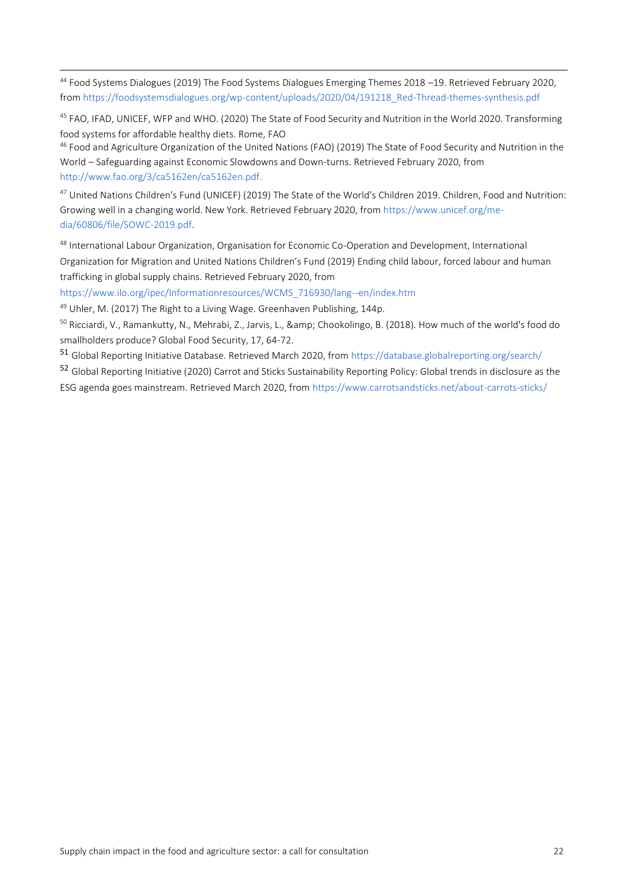[44] Food Systems Dialogues (2019) The Food Systems Dialogues Emerging Themes 2018 –19. Retrieved February 2020, from https://foodsystemsdialogues.org/wp-content/uploads/2020/04/191218_Red-Thread-themes-synthesis.pdf

[45] FAO, IFAD, UNICEF, WFP and WHO. (2020) The State of Food Security and Nutrition in the World 2020. Transforming food systems for affordable healthy diets. Rome, FAO

[46] Food and Agriculture Organization of the United Nations (FAO) (2019) The State of Food Security and Nutrition in the World – Safeguarding against Economic Slowdowns and Down-turns. Retrieved February 2020, from http://www.fao.org/3/ca5162en/ca5162en.pdf.

[47] United Nations Children's Fund (UNICEF) (2019) The State of the World's Children 2019. Children, Food and Nutrition: Growing well in a changing world. New York. Retrieved February 2020, from https://www.unicef.org/media/60806/file/SOWC-2019.pdf.

[48] International Labour Organization, Organisation for Economic Co-Operation and Development, International Organization for Migration and United Nations Children's Fund (2019) Ending child labour, forced labour and human trafficking in global supply chains. Retrieved February 2020, from https://www.ilo.org/ipec/Informationresources/WCMS_716930/lang--en/index.htm

[49] Uhler, M. (2017) The Right to a Living Wage. Greenhaven Publishing, 144p.

[50] Ricciardi, V., Ramankutty, N., Mehrabi, Z., Jarvis, L., &amp; Chookolingo, B. (2018). How much of the world's food do smallholders produce? Global Food Security, 17, 64-72.

[51] Global Reporting Initiative Database. Retrieved March 2020, from https://database.globalreporting.org/search/

[52] Global Reporting Initiative (2020) Carrot and Sticks Sustainability Reporting Policy: Global trends in disclosure as the ESG agenda goes mainstream. Retrieved March 2020, from https://www.carrotsandsticks.net/about-carrots-sticks/